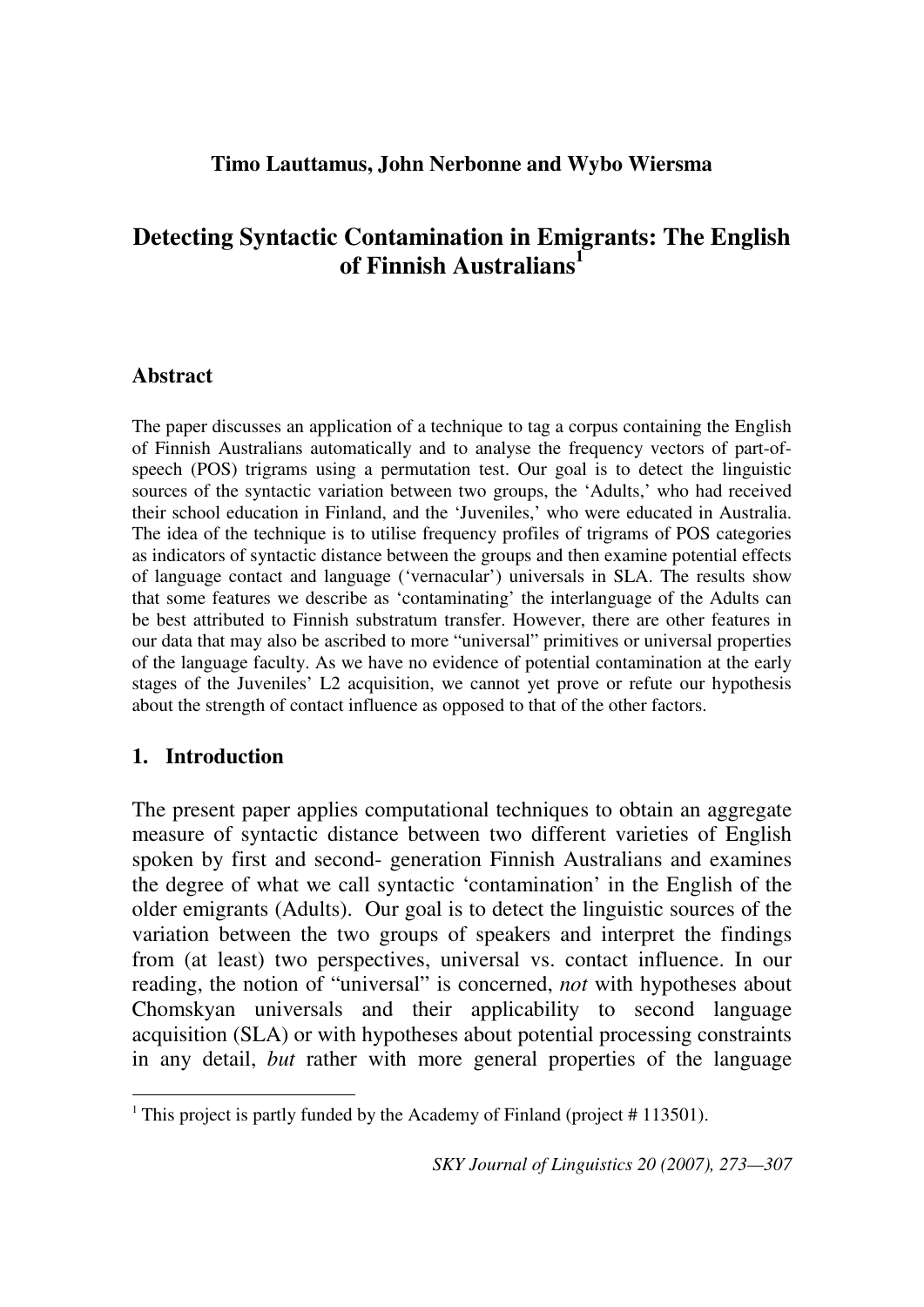**Timo Lauttamus, John Nerbonne and Wybo Wiersma**

# Detecting Syntactic Contamination in Emigrants: The English of Finnish Australians[1]

## Abstract

The paper discusses an application of a technique to tag a corpus containing the English of Finnish Australians automatically and to analyse the frequency vectors of part-of-speech (POS) trigrams using a permutation test. Our goal is to detect the linguistic sources of the syntactic variation between two groups, the 'Adults,' who had received their school education in Finland, and the 'Juveniles,' who were educated in Australia. The idea of the technique is to utilise frequency profiles of trigrams of POS categories as indicators of syntactic distance between the groups and then examine potential effects of language contact and language ('vernacular') universals in SLA. The results show that some features we describe as 'contaminating' the interlanguage of the Adults can be best attributed to Finnish substratum transfer. However, there are other features in our data that may also be ascribed to more "universal" primitives or universal properties of the language faculty. As we have no evidence of potential contamination at the early stages of the Juveniles' L2 acquisition, we cannot yet prove or refute our hypothesis about the strength of contact influence as opposed to that of the other factors.

## 1. Introduction

The present paper applies computational techniques to obtain an aggregate measure of syntactic distance between two different varieties of English spoken by first and second- generation Finnish Australians and examines the degree of what we call syntactic 'contamination' in the English of the older emigrants (Adults). Our goal is to detect the linguistic sources of the variation between the two groups of speakers and interpret the findings from (at least) two perspectives, universal vs. contact influence. In our reading, the notion of "universal" is concerned, *not* with hypotheses about Chomskyan universals and their applicability to second language acquisition (SLA) or with hypotheses about potential processing constraints in any detail, *but* rather with more general properties of the language

[1] This project is partly funded by the Academy of Finland (project # 113501).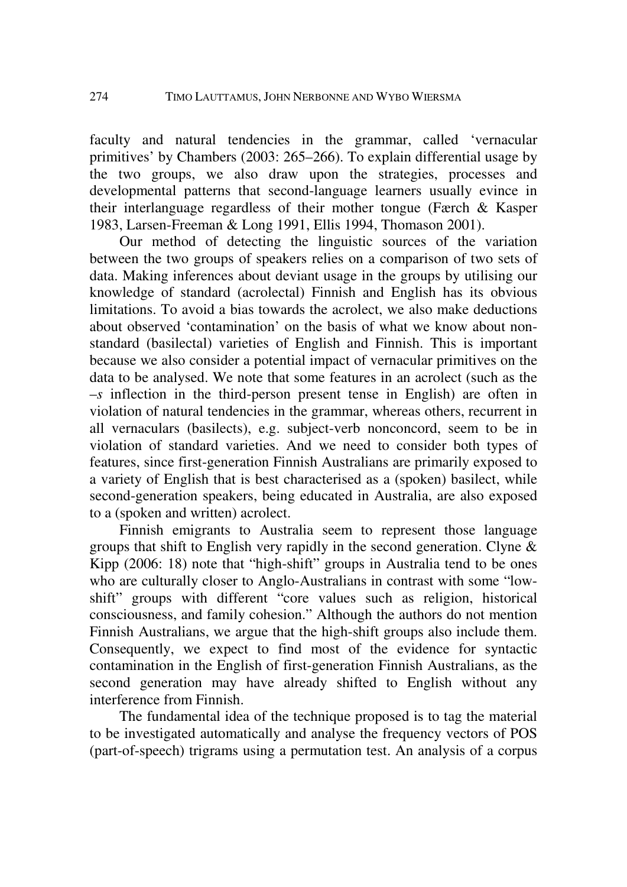faculty and natural tendencies in the grammar, called 'vernacular primitives' by Chambers (2003: 265–266). To explain differential usage by the two groups, we also draw upon the strategies, processes and developmental patterns that second-language learners usually evince in their interlanguage regardless of their mother tongue (Færch & Kasper 1983, Larsen-Freeman & Long 1991, Ellis 1994, Thomason 2001).

Our method of detecting the linguistic sources of the variation between the two groups of speakers relies on a comparison of two sets of data. Making inferences about deviant usage in the groups by utilising our knowledge of standard (acrolectal) Finnish and English has its obvious limitations. To avoid a bias towards the acrolect, we also make deductions about observed 'contamination' on the basis of what we know about non-standard (basilectal) varieties of English and Finnish. This is important because we also consider a potential impact of vernacular primitives on the data to be analysed. We note that some features in an acrolect (such as the *–s* inflection in the third-person present tense in English) are often in violation of natural tendencies in the grammar, whereas others, recurrent in all vernaculars (basilects), e.g. subject-verb nonconcord, seem to be in violation of standard varieties. And we need to consider both types of features, since first-generation Finnish Australians are primarily exposed to a variety of English that is best characterised as a (spoken) basilect, while second-generation speakers, being educated in Australia, are also exposed to a (spoken and written) acrolect.

Finnish emigrants to Australia seem to represent those language groups that shift to English very rapidly in the second generation. Clyne & Kipp (2006: 18) note that "high-shift" groups in Australia tend to be ones who are culturally closer to Anglo-Australians in contrast with some "low-shift" groups with different "core values such as religion, historical consciousness, and family cohesion." Although the authors do not mention Finnish Australians, we argue that the high-shift groups also include them. Consequently, we expect to find most of the evidence for syntactic contamination in the English of first-generation Finnish Australians, as the second generation may have already shifted to English without any interference from Finnish.

The fundamental idea of the technique proposed is to tag the material to be investigated automatically and analyse the frequency vectors of POS (part-of-speech) trigrams using a permutation test. An analysis of a corpus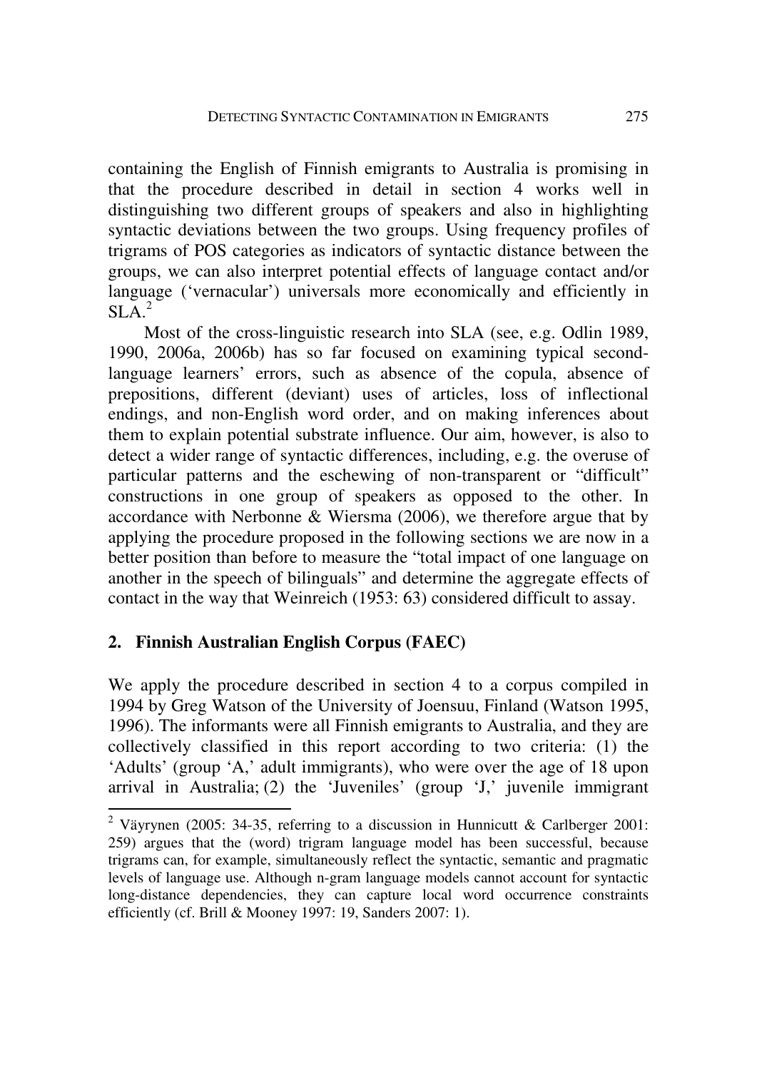containing the English of Finnish emigrants to Australia is promising in that the procedure described in detail in section 4 works well in distinguishing two different groups of speakers and also in highlighting syntactic deviations between the two groups. Using frequency profiles of trigrams of POS categories as indicators of syntactic distance between the groups, we can also interpret potential effects of language contact and/or language ('vernacular') universals more economically and efficiently in SLA.[2]

Most of the cross-linguistic research into SLA (see, e.g. Odlin 1989, 1990, 2006a, 2006b) has so far focused on examining typical second-language learners' errors, such as absence of the copula, absence of prepositions, different (deviant) uses of articles, loss of inflectional endings, and non-English word order, and on making inferences about them to explain potential substrate influence. Our aim, however, is also to detect a wider range of syntactic differences, including, e.g. the overuse of particular patterns and the eschewing of non-transparent or "difficult" constructions in one group of speakers as opposed to the other. In accordance with Nerbonne & Wiersma (2006), we therefore argue that by applying the procedure proposed in the following sections we are now in a better position than before to measure the "total impact of one language on another in the speech of bilinguals" and determine the aggregate effects of contact in the way that Weinreich (1953: 63) considered difficult to assay.

## 2. Finnish Australian English Corpus (FAEC)

We apply the procedure described in section 4 to a corpus compiled in 1994 by Greg Watson of the University of Joensuu, Finland (Watson 1995, 1996). The informants were all Finnish emigrants to Australia, and they are collectively classified in this report according to two criteria: (1) the 'Adults' (group 'A,' adult immigrants), who were over the age of 18 upon arrival in Australia; (2) the 'Juveniles' (group 'J,' juvenile immigrant

[2] Väyrynen (2005: 34-35, referring to a discussion in Hunnicutt & Carlberger 2001: 259) argues that the (word) trigram language model has been successful, because trigrams can, for example, simultaneously reflect the syntactic, semantic and pragmatic levels of language use. Although n-gram language models cannot account for syntactic long-distance dependencies, they can capture local word occurrence constraints efficiently (cf. Brill & Mooney 1997: 19, Sanders 2007: 1).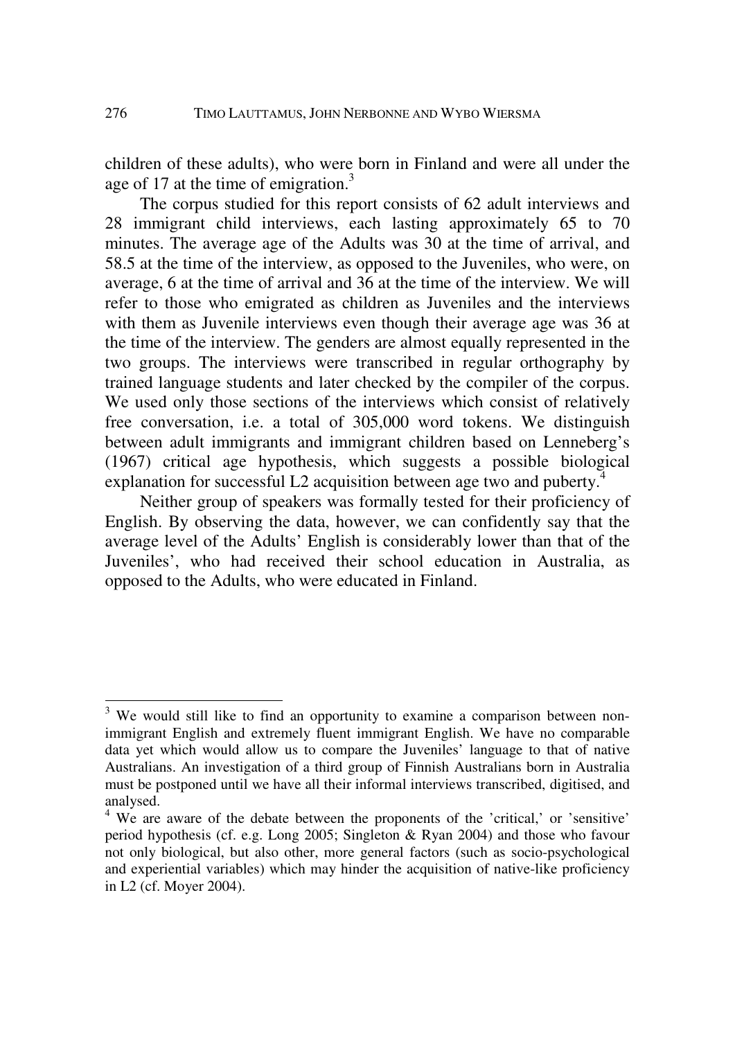children of these adults), who were born in Finland and were all under the age of 17 at the time of emigration.[3]

The corpus studied for this report consists of 62 adult interviews and 28 immigrant child interviews, each lasting approximately 65 to 70 minutes. The average age of the Adults was 30 at the time of arrival, and 58.5 at the time of the interview, as opposed to the Juveniles, who were, on average, 6 at the time of arrival and 36 at the time of the interview. We will refer to those who emigrated as children as Juveniles and the interviews with them as Juvenile interviews even though their average age was 36 at the time of the interview. The genders are almost equally represented in the two groups. The interviews were transcribed in regular orthography by trained language students and later checked by the compiler of the corpus. We used only those sections of the interviews which consist of relatively free conversation, i.e. a total of 305,000 word tokens. We distinguish between adult immigrants and immigrant children based on Lenneberg's (1967) critical age hypothesis, which suggests a possible biological explanation for successful L2 acquisition between age two and puberty.[4]

Neither group of speakers was formally tested for their proficiency of English. By observing the data, however, we can confidently say that the average level of the Adults' English is considerably lower than that of the Juveniles', who had received their school education in Australia, as opposed to the Adults, who were educated in Finland.

---

[3] We would still like to find an opportunity to examine a comparison between non-immigrant English and extremely fluent immigrant English. We have no comparable data yet which would allow us to compare the Juveniles' language to that of native Australians. An investigation of a third group of Finnish Australians born in Australia must be postponed until we have all their informal interviews transcribed, digitised, and analysed.

[4] We are aware of the debate between the proponents of the 'critical,' or 'sensitive' period hypothesis (cf. e.g. Long 2005; Singleton & Ryan 2004) and those who favour not only biological, but also other, more general factors (such as socio-psychological and experiential variables) which may hinder the acquisition of native-like proficiency in L2 (cf. Moyer 2004).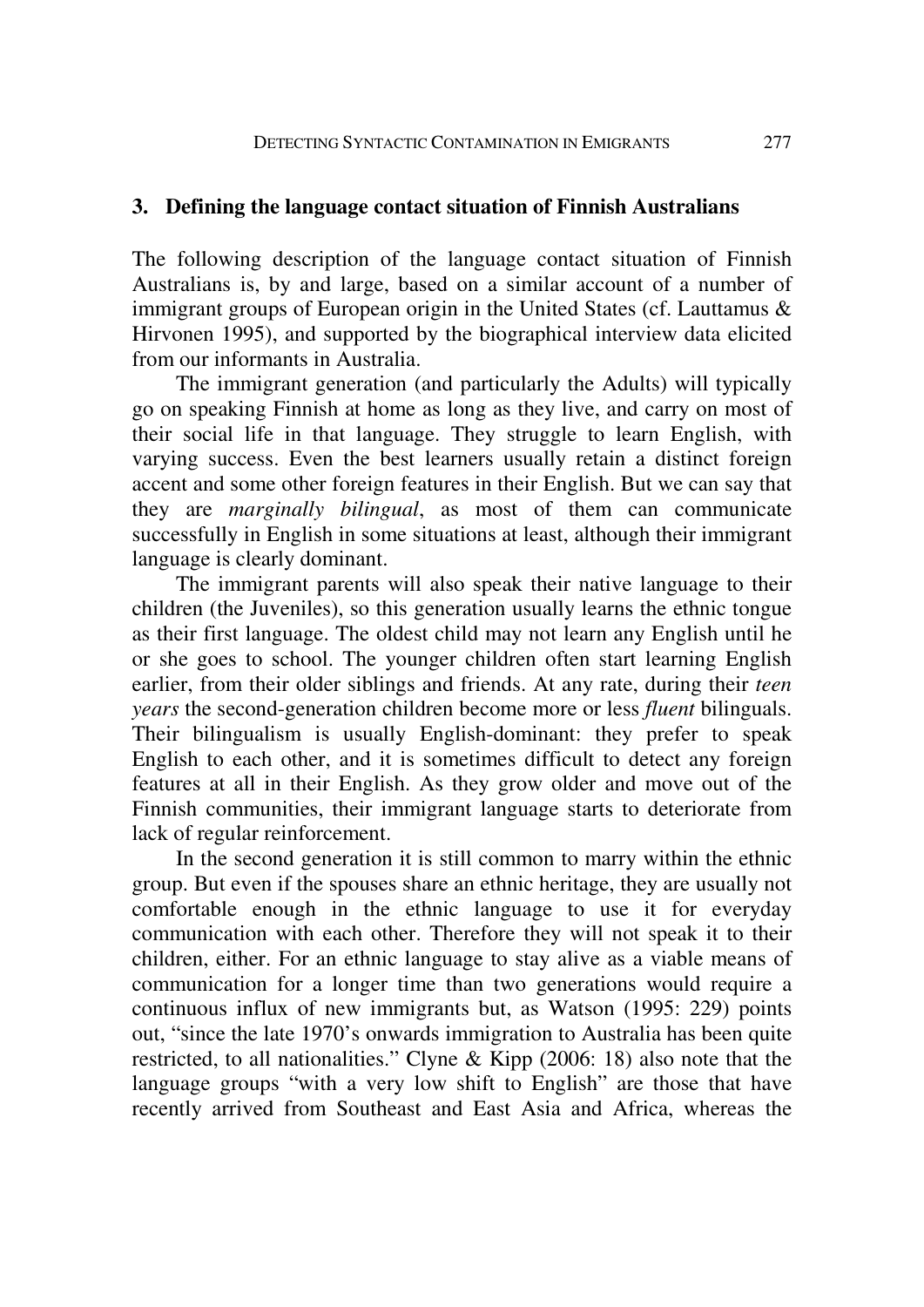## 3. Defining the language contact situation of Finnish Australians

The following description of the language contact situation of Finnish Australians is, by and large, based on a similar account of a number of immigrant groups of European origin in the United States (cf. Lauttamus & Hirvonen 1995), and supported by the biographical interview data elicited from our informants in Australia.

The immigrant generation (and particularly the Adults) will typically go on speaking Finnish at home as long as they live, and carry on most of their social life in that language. They struggle to learn English, with varying success. Even the best learners usually retain a distinct foreign accent and some other foreign features in their English. But we can say that they are *marginally bilingual*, as most of them can communicate successfully in English in some situations at least, although their immigrant language is clearly dominant.

The immigrant parents will also speak their native language to their children (the Juveniles), so this generation usually learns the ethnic tongue as their first language. The oldest child may not learn any English until he or she goes to school. The younger children often start learning English earlier, from their older siblings and friends. At any rate, during their *teen years* the second-generation children become more or less *fluent* bilinguals. Their bilingualism is usually English-dominant: they prefer to speak English to each other, and it is sometimes difficult to detect any foreign features at all in their English. As they grow older and move out of the Finnish communities, their immigrant language starts to deteriorate from lack of regular reinforcement.

In the second generation it is still common to marry within the ethnic group. But even if the spouses share an ethnic heritage, they are usually not comfortable enough in the ethnic language to use it for everyday communication with each other. Therefore they will not speak it to their children, either. For an ethnic language to stay alive as a viable means of communication for a longer time than two generations would require a continuous influx of new immigrants but, as Watson (1995: 229) points out, "since the late 1970's onwards immigration to Australia has been quite restricted, to all nationalities." Clyne & Kipp (2006: 18) also note that the language groups "with a very low shift to English" are those that have recently arrived from Southeast and East Asia and Africa, whereas the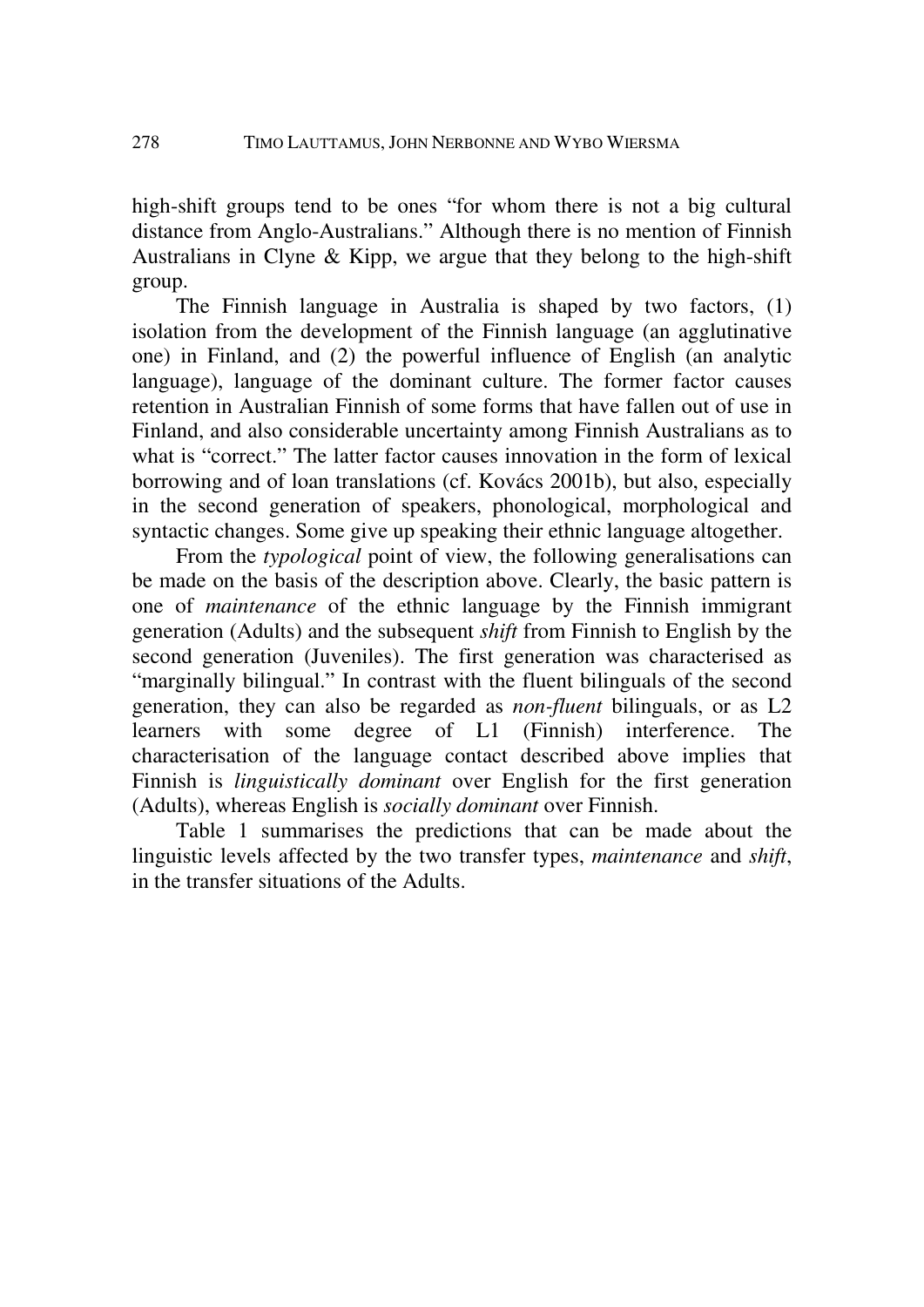high-shift groups tend to be ones "for whom there is not a big cultural distance from Anglo-Australians." Although there is no mention of Finnish Australians in Clyne & Kipp, we argue that they belong to the high-shift group.

The Finnish language in Australia is shaped by two factors, (1) isolation from the development of the Finnish language (an agglutinative one) in Finland, and (2) the powerful influence of English (an analytic language), language of the dominant culture. The former factor causes retention in Australian Finnish of some forms that have fallen out of use in Finland, and also considerable uncertainty among Finnish Australians as to what is "correct." The latter factor causes innovation in the form of lexical borrowing and of loan translations (cf. Kovács 2001b), but also, especially in the second generation of speakers, phonological, morphological and syntactic changes. Some give up speaking their ethnic language altogether.

From the *typological* point of view, the following generalisations can be made on the basis of the description above. Clearly, the basic pattern is one of *maintenance* of the ethnic language by the Finnish immigrant generation (Adults) and the subsequent *shift* from Finnish to English by the second generation (Juveniles). The first generation was characterised as "marginally bilingual." In contrast with the fluent bilinguals of the second generation, they can also be regarded as *non-fluent* bilinguals, or as L2 learners with some degree of L1 (Finnish) interference. The characterisation of the language contact described above implies that Finnish is *linguistically dominant* over English for the first generation (Adults), whereas English is *socially dominant* over Finnish.

Table 1 summarises the predictions that can be made about the linguistic levels affected by the two transfer types, *maintenance* and *shift*, in the transfer situations of the Adults.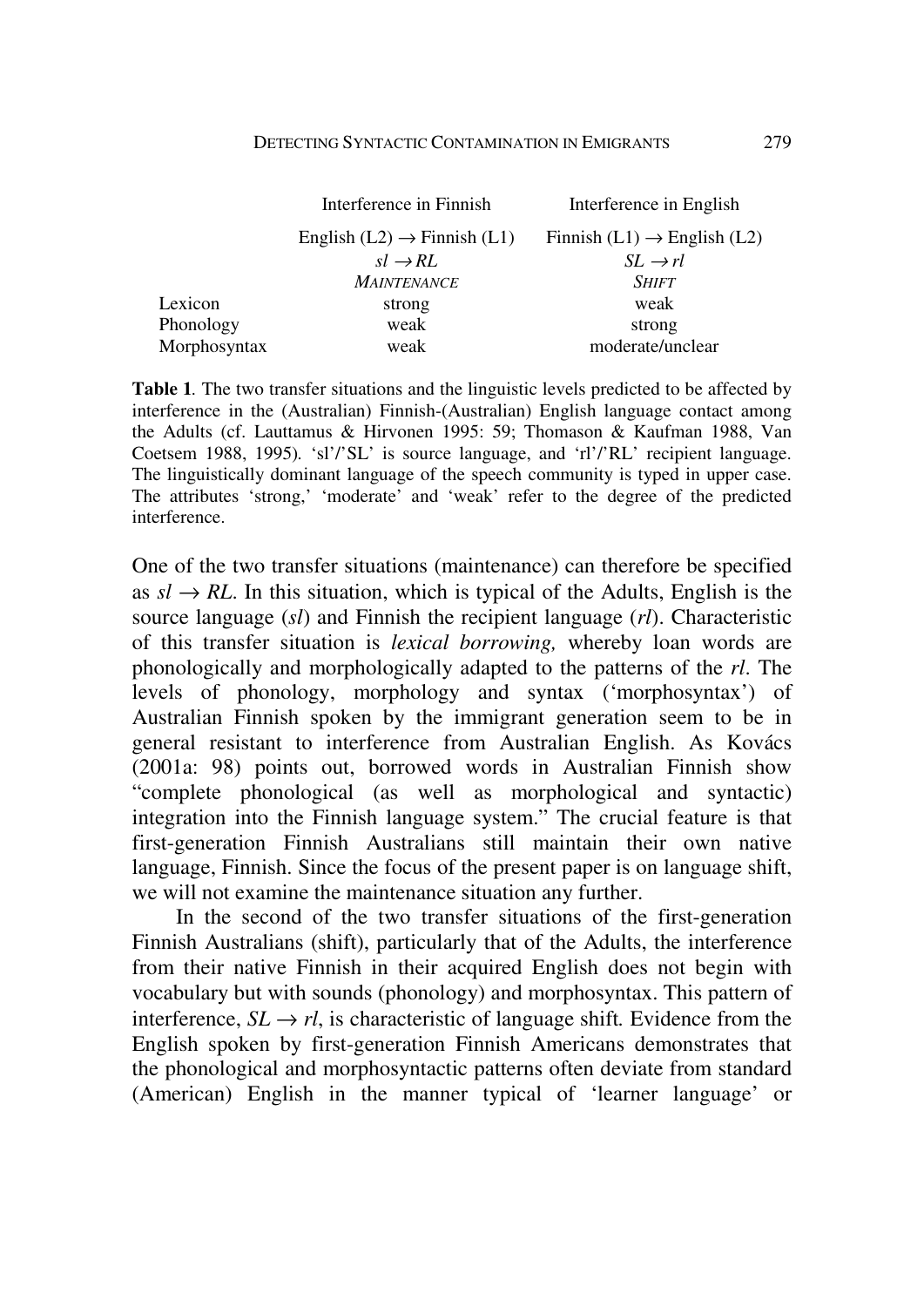| | Interference in Finnish | Interference in English |
|---|---|---|
| | English (L2) → Finnish (L1) | Finnish (L1) → English (L2) |
| | *sl* → *RL* | *SL* → *rl* |
| | *MAINTENANCE* | *SHIFT* |
| Lexicon | strong | weak |
| Phonology | weak | strong |
| Morphosyntax | weak | moderate/unclear |

**Table 1**. The two transfer situations and the linguistic levels predicted to be affected by interference in the (Australian) Finnish-(Australian) English language contact among the Adults (cf. Lauttamus & Hirvonen 1995: 59; Thomason & Kaufman 1988, Van Coetsem 1988, 1995). 'sl'/'SL' is source language, and 'rl'/'RL' recipient language. The linguistically dominant language of the speech community is typed in upper case. The attributes 'strong,' 'moderate' and 'weak' refer to the degree of the predicted interference.

One of the two transfer situations (maintenance) can therefore be specified as *sl* → *RL*. In this situation, which is typical of the Adults, English is the source language (*sl*) and Finnish the recipient language (*rl*). Characteristic of this transfer situation is *lexical borrowing,* whereby loan words are phonologically and morphologically adapted to the patterns of the *rl*. The levels of phonology, morphology and syntax ('morphosyntax') of Australian Finnish spoken by the immigrant generation seem to be in general resistant to interference from Australian English. As Kovács (2001a: 98) points out, borrowed words in Australian Finnish show "complete phonological (as well as morphological and syntactic) integration into the Finnish language system." The crucial feature is that first-generation Finnish Australians still maintain their own native language, Finnish. Since the focus of the present paper is on language shift, we will not examine the maintenance situation any further.

In the second of the two transfer situations of the first-generation Finnish Australians (shift), particularly that of the Adults, the interference from their native Finnish in their acquired English does not begin with vocabulary but with sounds (phonology) and morphosyntax. This pattern of interference, *SL* → *rl*, is characteristic of language shift. Evidence from the English spoken by first-generation Finnish Americans demonstrates that the phonological and morphosyntactic patterns often deviate from standard (American) English in the manner typical of 'learner language' or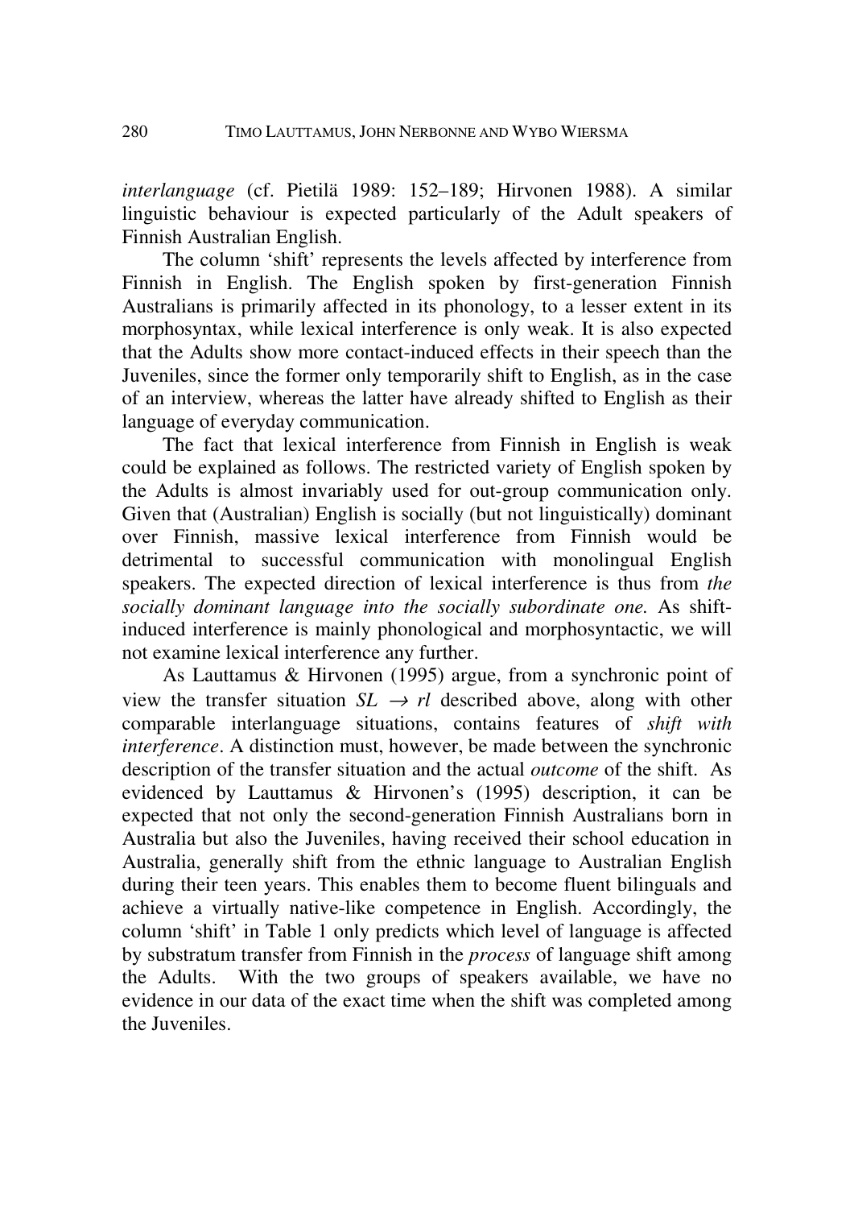*interlanguage* (cf. Pietilä 1989: 152–189; Hirvonen 1988). A similar linguistic behaviour is expected particularly of the Adult speakers of Finnish Australian English.

The column 'shift' represents the levels affected by interference from Finnish in English. The English spoken by first-generation Finnish Australians is primarily affected in its phonology, to a lesser extent in its morphosyntax, while lexical interference is only weak. It is also expected that the Adults show more contact-induced effects in their speech than the Juveniles, since the former only temporarily shift to English, as in the case of an interview, whereas the latter have already shifted to English as their language of everyday communication.

The fact that lexical interference from Finnish in English is weak could be explained as follows. The restricted variety of English spoken by the Adults is almost invariably used for out-group communication only. Given that (Australian) English is socially (but not linguistically) dominant over Finnish, massive lexical interference from Finnish would be detrimental to successful communication with monolingual English speakers. The expected direction of lexical interference is thus from *the socially dominant language into the socially subordinate one.* As shift-induced interference is mainly phonological and morphosyntactic, we will not examine lexical interference any further.

As Lauttamus & Hirvonen (1995) argue, from a synchronic point of view the transfer situation $SL \rightarrow rl$ described above, along with other comparable interlanguage situations, contains features of *shift with interference*. A distinction must, however, be made between the synchronic description of the transfer situation and the actual *outcome* of the shift. As evidenced by Lauttamus & Hirvonen's (1995) description, it can be expected that not only the second-generation Finnish Australians born in Australia but also the Juveniles, having received their school education in Australia, generally shift from the ethnic language to Australian English during their teen years. This enables them to become fluent bilinguals and achieve a virtually native-like competence in English. Accordingly, the column 'shift' in Table 1 only predicts which level of language is affected by substratum transfer from Finnish in the *process* of language shift among the Adults. With the two groups of speakers available, we have no evidence in our data of the exact time when the shift was completed among the Juveniles.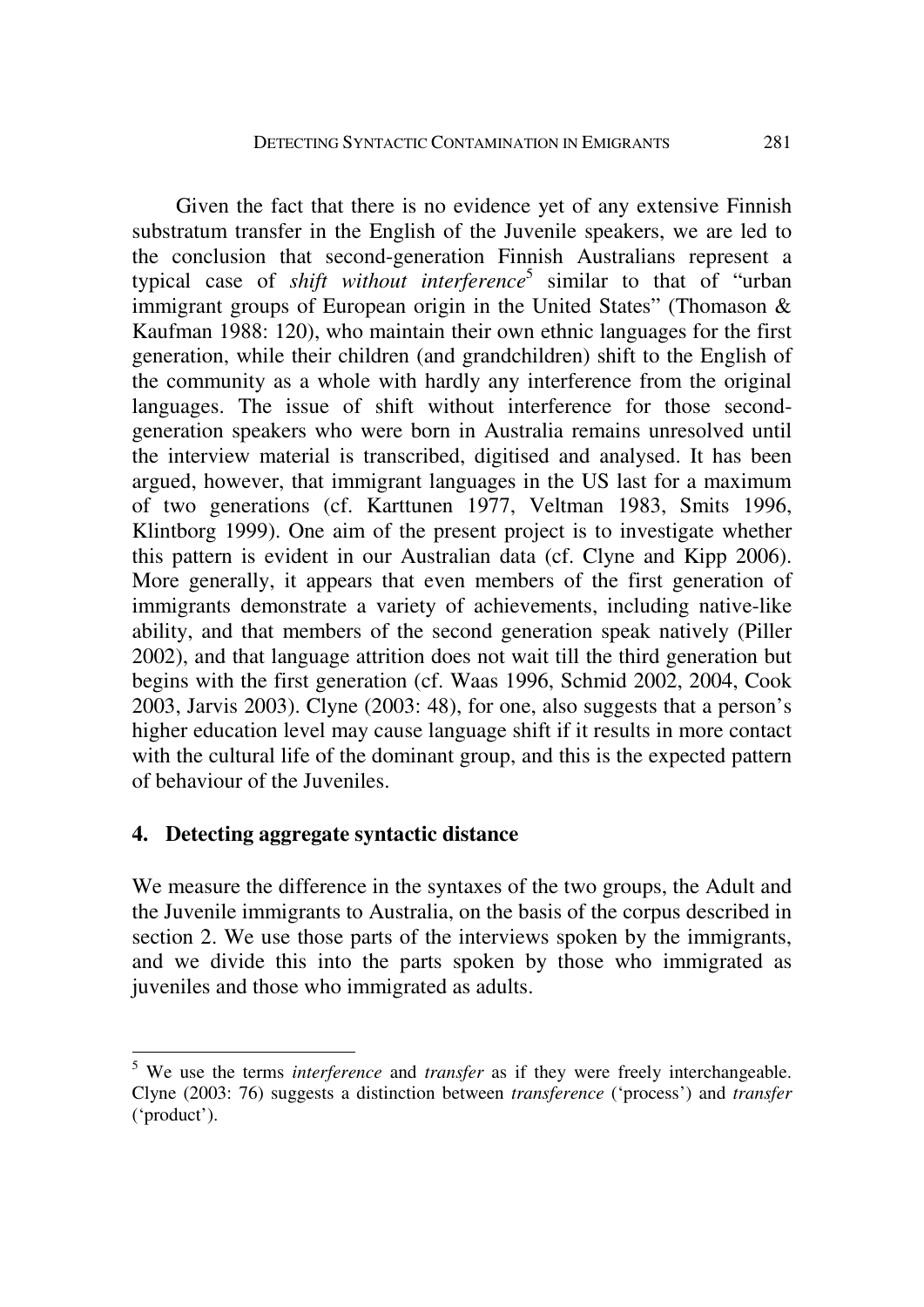Given the fact that there is no evidence yet of any extensive Finnish substratum transfer in the English of the Juvenile speakers, we are led to the conclusion that second-generation Finnish Australians represent a typical case of *shift without interference*[5] similar to that of "urban immigrant groups of European origin in the United States" (Thomason & Kaufman 1988: 120), who maintain their own ethnic languages for the first generation, while their children (and grandchildren) shift to the English of the community as a whole with hardly any interference from the original languages. The issue of shift without interference for those second-generation speakers who were born in Australia remains unresolved until the interview material is transcribed, digitised and analysed. It has been argued, however, that immigrant languages in the US last for a maximum of two generations (cf. Karttunen 1977, Veltman 1983, Smits 1996, Klintborg 1999). One aim of the present project is to investigate whether this pattern is evident in our Australian data (cf. Clyne and Kipp 2006). More generally, it appears that even members of the first generation of immigrants demonstrate a variety of achievements, including native-like ability, and that members of the second generation speak natively (Piller 2002), and that language attrition does not wait till the third generation but begins with the first generation (cf. Waas 1996, Schmid 2002, 2004, Cook 2003, Jarvis 2003). Clyne (2003: 48), for one, also suggests that a person's higher education level may cause language shift if it results in more contact with the cultural life of the dominant group, and this is the expected pattern of behaviour of the Juveniles.

## 4. Detecting aggregate syntactic distance

We measure the difference in the syntaxes of the two groups, the Adult and the Juvenile immigrants to Australia, on the basis of the corpus described in section 2. We use those parts of the interviews spoken by the immigrants, and we divide this into the parts spoken by those who immigrated as juveniles and those who immigrated as adults.

---

[5] We use the terms *interference* and *transfer* as if they were freely interchangeable. Clyne (2003: 76) suggests a distinction between *transference* ('process') and *transfer* ('product').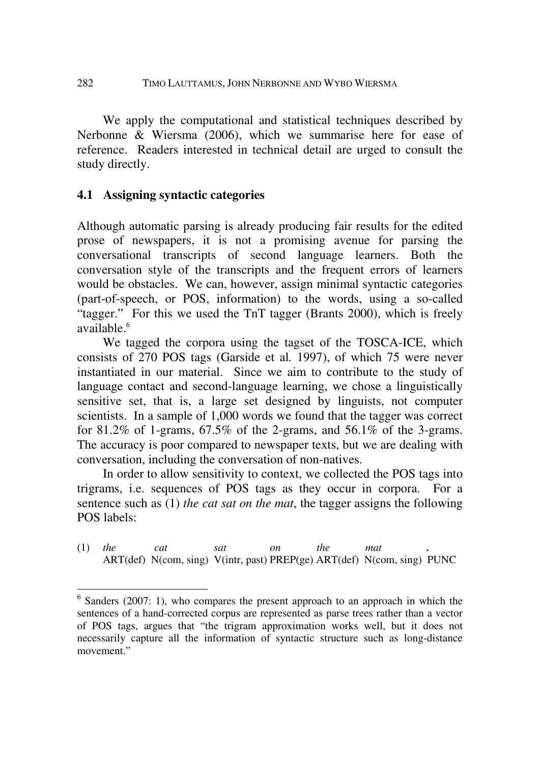We apply the computational and statistical techniques described by Nerbonne & Wiersma (2006), which we summarise here for ease of reference. Readers interested in technical detail are urged to consult the study directly.

### 4.1 Assigning syntactic categories

Although automatic parsing is already producing fair results for the edited prose of newspapers, it is not a promising avenue for parsing the conversational transcripts of second language learners. Both the conversation style of the transcripts and the frequent errors of learners would be obstacles. We can, however, assign minimal syntactic categories (part-of-speech, or POS, information) to the words, using a so-called "tagger." For this we used the TnT tagger (Brants 2000), which is freely available.[6]

We tagged the corpora using the tagset of the TOSCA-ICE, which consists of 270 POS tags (Garside et al. 1997), of which 75 were never instantiated in our material. Since we aim to contribute to the study of language contact and second-language learning, we chose a linguistically sensitive set, that is, a large set designed by linguists, not computer scientists. In a sample of 1,000 words we found that the tagger was correct for 81.2% of 1-grams, 67.5% of the 2-grams, and 56.1% of the 3-grams. The accuracy is poor compared to newspaper texts, but we are dealing with conversation, including the conversation of non-natives.

In order to allow sensitivity to context, we collected the POS tags into trigrams, i.e. sequences of POS tags as they occur in corpora. For a sentence such as (1) *the cat sat on the mat*, the tagger assigns the following POS labels:

| (1) | *the* | *cat* | *sat* | *on* | *the* | *mat* | **.** |
|---|---|---|---|---|---|---|---|
| | ART(def) | N(com, sing) | V(intr, past) | PREP(ge) | ART(def) | N(com, sing) | PUNC |

---

[6] Sanders (2007: 1), who compares the present approach to an approach in which the sentences of a hand-corrected corpus are represented as parse trees rather than a vector of POS tags, argues that "the trigram approximation works well, but it does not necessarily capture all the information of syntactic structure such as long-distance movement."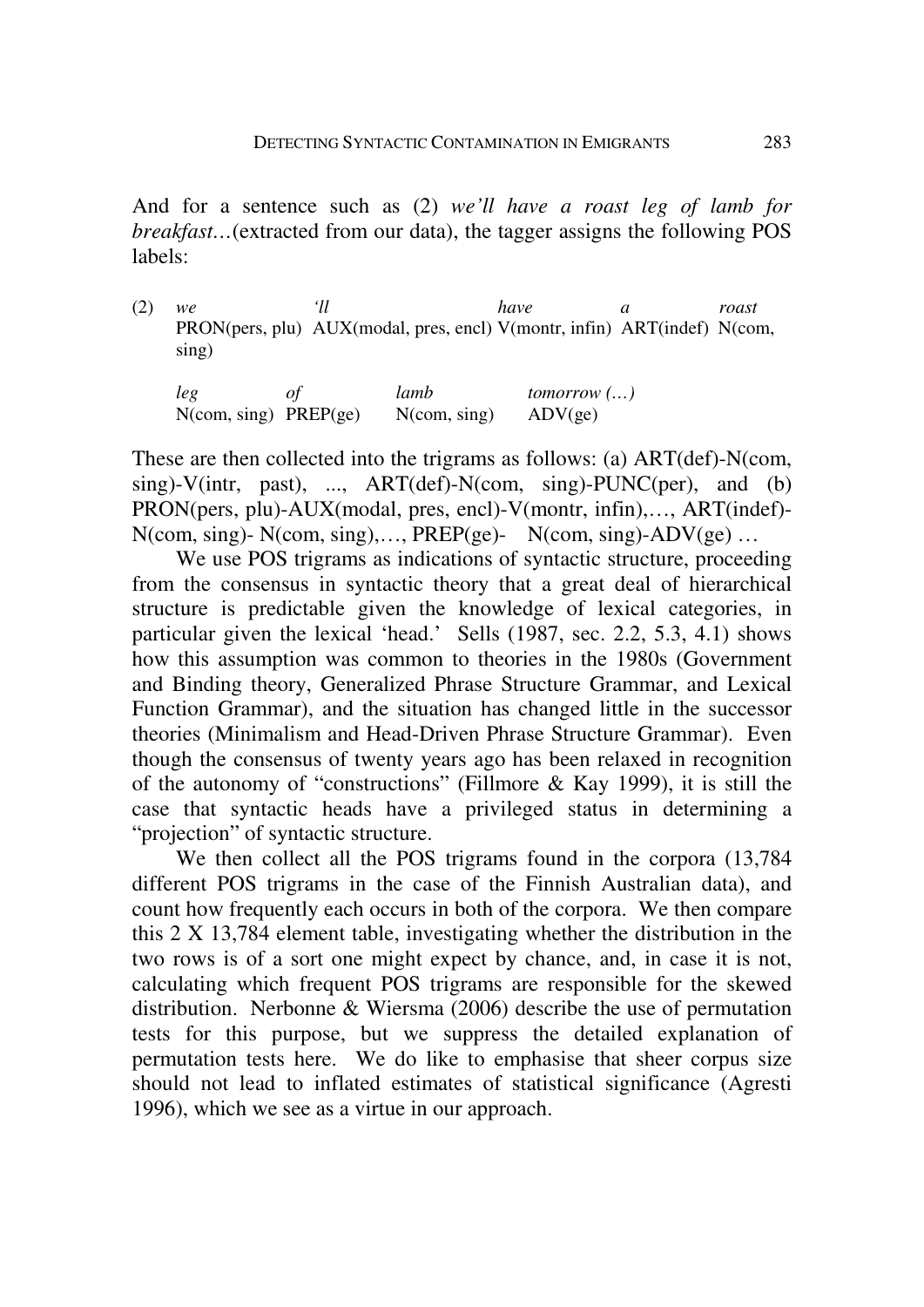And for a sentence such as (2) *we'll have a roast leg of lamb for breakfast…*(extracted from our data), the tagger assigns the following POS labels:

(2) *we* PRON(pers, plu) *'ll* AUX(modal, pres, encl) *have* V(montr, infin) *a* ART(indef) *roast* N(com, sing)

*leg* N(com, sing) *of* PREP(ge) *lamb* N(com, sing) *tomorrow (…)* ADV(ge)

These are then collected into the trigrams as follows: (a) ART(def)-N(com, sing)-V(intr, past), ..., ART(def)-N(com, sing)-PUNC(per), and (b) PRON(pers, plu)-AUX(modal, pres, encl)-V(montr, infin),…, ART(indef)-N(com, sing)- N(com, sing),…, PREP(ge)- N(com, sing)-ADV(ge) …

We use POS trigrams as indications of syntactic structure, proceeding from the consensus in syntactic theory that a great deal of hierarchical structure is predictable given the knowledge of lexical categories, in particular given the lexical 'head.' Sells (1987, sec. 2.2, 5.3, 4.1) shows how this assumption was common to theories in the 1980s (Government and Binding theory, Generalized Phrase Structure Grammar, and Lexical Function Grammar), and the situation has changed little in the successor theories (Minimalism and Head-Driven Phrase Structure Grammar). Even though the consensus of twenty years ago has been relaxed in recognition of the autonomy of "constructions" (Fillmore & Kay 1999), it is still the case that syntactic heads have a privileged status in determining a "projection" of syntactic structure.

We then collect all the POS trigrams found in the corpora (13,784 different POS trigrams in the case of the Finnish Australian data), and count how frequently each occurs in both of the corpora. We then compare this 2 X 13,784 element table, investigating whether the distribution in the two rows is of a sort one might expect by chance, and, in case it is not, calculating which frequent POS trigrams are responsible for the skewed distribution. Nerbonne & Wiersma (2006) describe the use of permutation tests for this purpose, but we suppress the detailed explanation of permutation tests here. We do like to emphasise that sheer corpus size should not lead to inflated estimates of statistical significance (Agresti 1996), which we see as a virtue in our approach.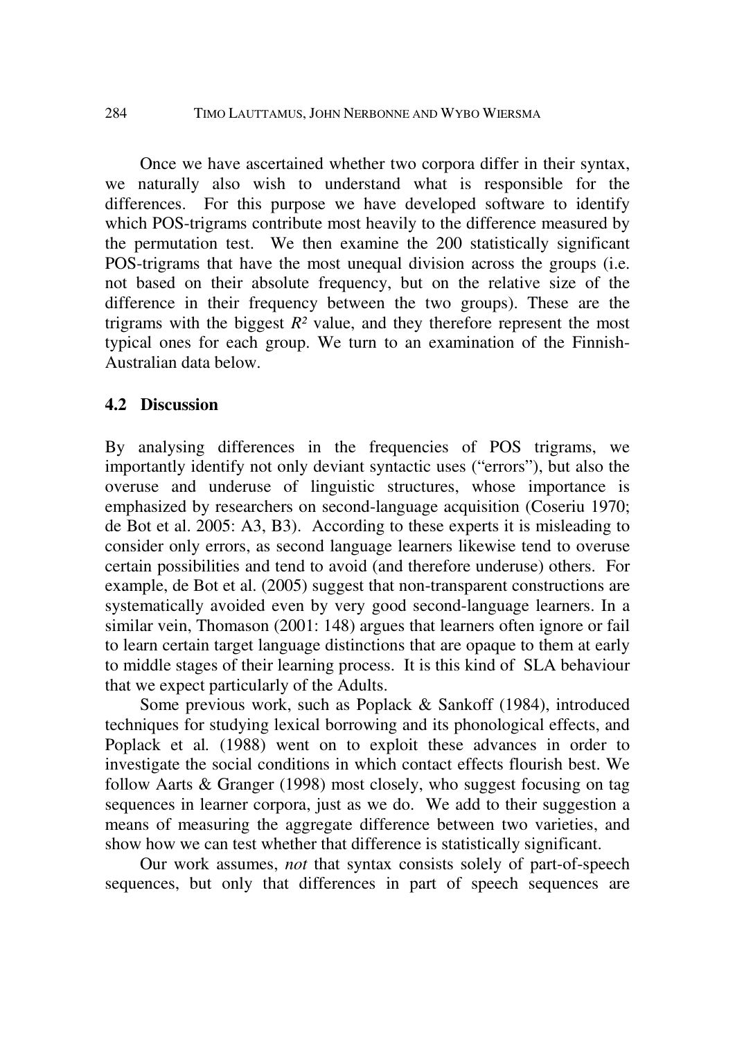Once we have ascertained whether two corpora differ in their syntax, we naturally also wish to understand what is responsible for the differences. For this purpose we have developed software to identify which POS-trigrams contribute most heavily to the difference measured by the permutation test. We then examine the 200 statistically significant POS-trigrams that have the most unequal division across the groups (i.e. not based on their absolute frequency, but on the relative size of the difference in their frequency between the two groups). These are the trigrams with the biggest $R^2$ value, and they therefore represent the most typical ones for each group. We turn to an examination of the Finnish-Australian data below.

### 4.2 Discussion

By analysing differences in the frequencies of POS trigrams, we importantly identify not only deviant syntactic uses ("errors"), but also the overuse and underuse of linguistic structures, whose importance is emphasized by researchers on second-language acquisition (Coseriu 1970; de Bot et al. 2005: A3, B3). According to these experts it is misleading to consider only errors, as second language learners likewise tend to overuse certain possibilities and tend to avoid (and therefore underuse) others. For example, de Bot et al. (2005) suggest that non-transparent constructions are systematically avoided even by very good second-language learners. In a similar vein, Thomason (2001: 148) argues that learners often ignore or fail to learn certain target language distinctions that are opaque to them at early to middle stages of their learning process. It is this kind of SLA behaviour that we expect particularly of the Adults.

Some previous work, such as Poplack & Sankoff (1984), introduced techniques for studying lexical borrowing and its phonological effects, and Poplack et al. (1988) went on to exploit these advances in order to investigate the social conditions in which contact effects flourish best. We follow Aarts & Granger (1998) most closely, who suggest focusing on tag sequences in learner corpora, just as we do. We add to their suggestion a means of measuring the aggregate difference between two varieties, and show how we can test whether that difference is statistically significant.

Our work assumes, *not* that syntax consists solely of part-of-speech sequences, but only that differences in part of speech sequences are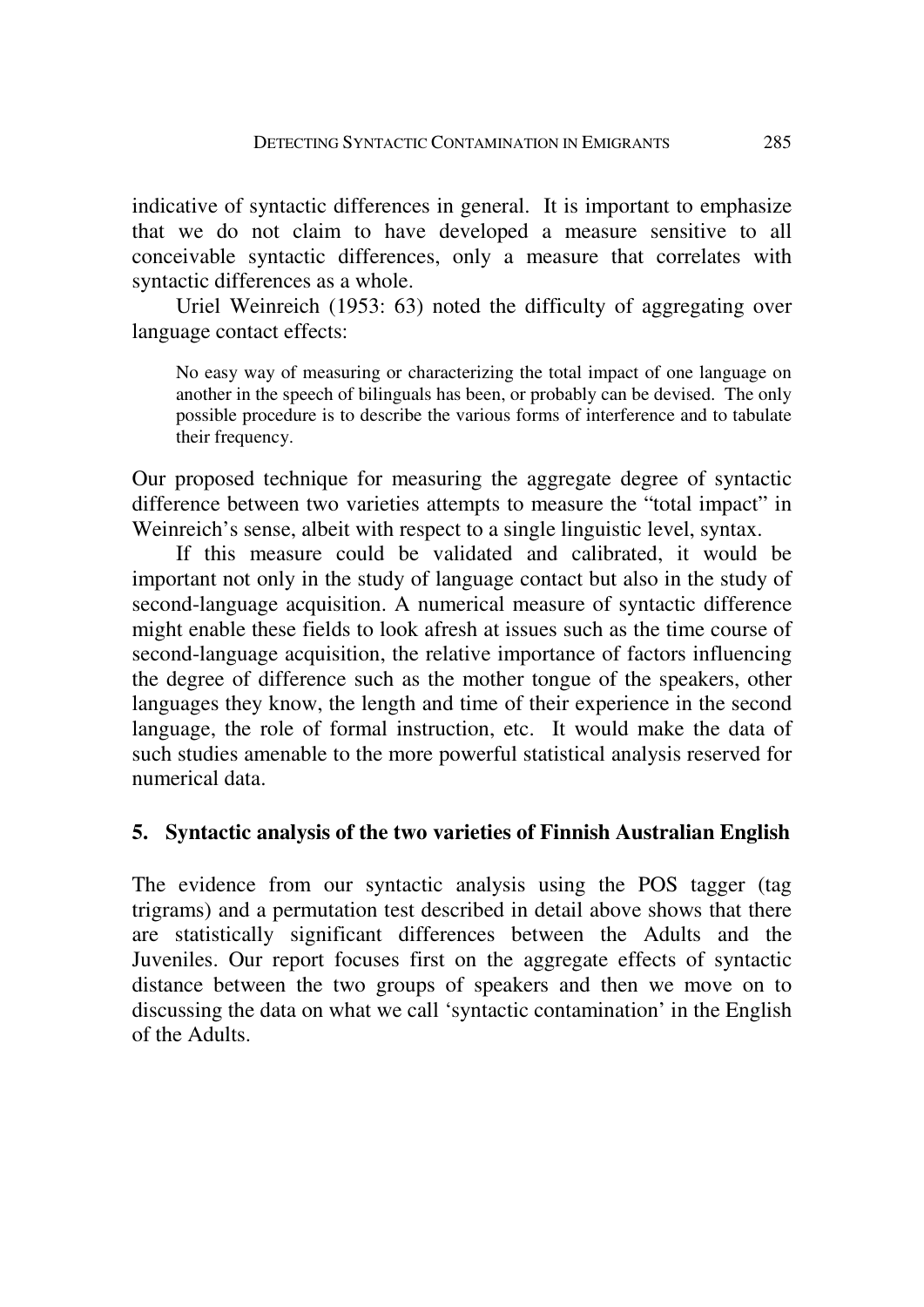indicative of syntactic differences in general. It is important to emphasize that we do not claim to have developed a measure sensitive to all conceivable syntactic differences, only a measure that correlates with syntactic differences as a whole.

Uriel Weinreich (1953: 63) noted the difficulty of aggregating over language contact effects:

> No easy way of measuring or characterizing the total impact of one language on another in the speech of bilinguals has been, or probably can be devised. The only possible procedure is to describe the various forms of interference and to tabulate their frequency.

Our proposed technique for measuring the aggregate degree of syntactic difference between two varieties attempts to measure the "total impact" in Weinreich's sense, albeit with respect to a single linguistic level, syntax.

If this measure could be validated and calibrated, it would be important not only in the study of language contact but also in the study of second-language acquisition. A numerical measure of syntactic difference might enable these fields to look afresh at issues such as the time course of second-language acquisition, the relative importance of factors influencing the degree of difference such as the mother tongue of the speakers, other languages they know, the length and time of their experience in the second language, the role of formal instruction, etc. It would make the data of such studies amenable to the more powerful statistical analysis reserved for numerical data.

## 5. Syntactic analysis of the two varieties of Finnish Australian English

The evidence from our syntactic analysis using the POS tagger (tag trigrams) and a permutation test described in detail above shows that there are statistically significant differences between the Adults and the Juveniles. Our report focuses first on the aggregate effects of syntactic distance between the two groups of speakers and then we move on to discussing the data on what we call 'syntactic contamination' in the English of the Adults.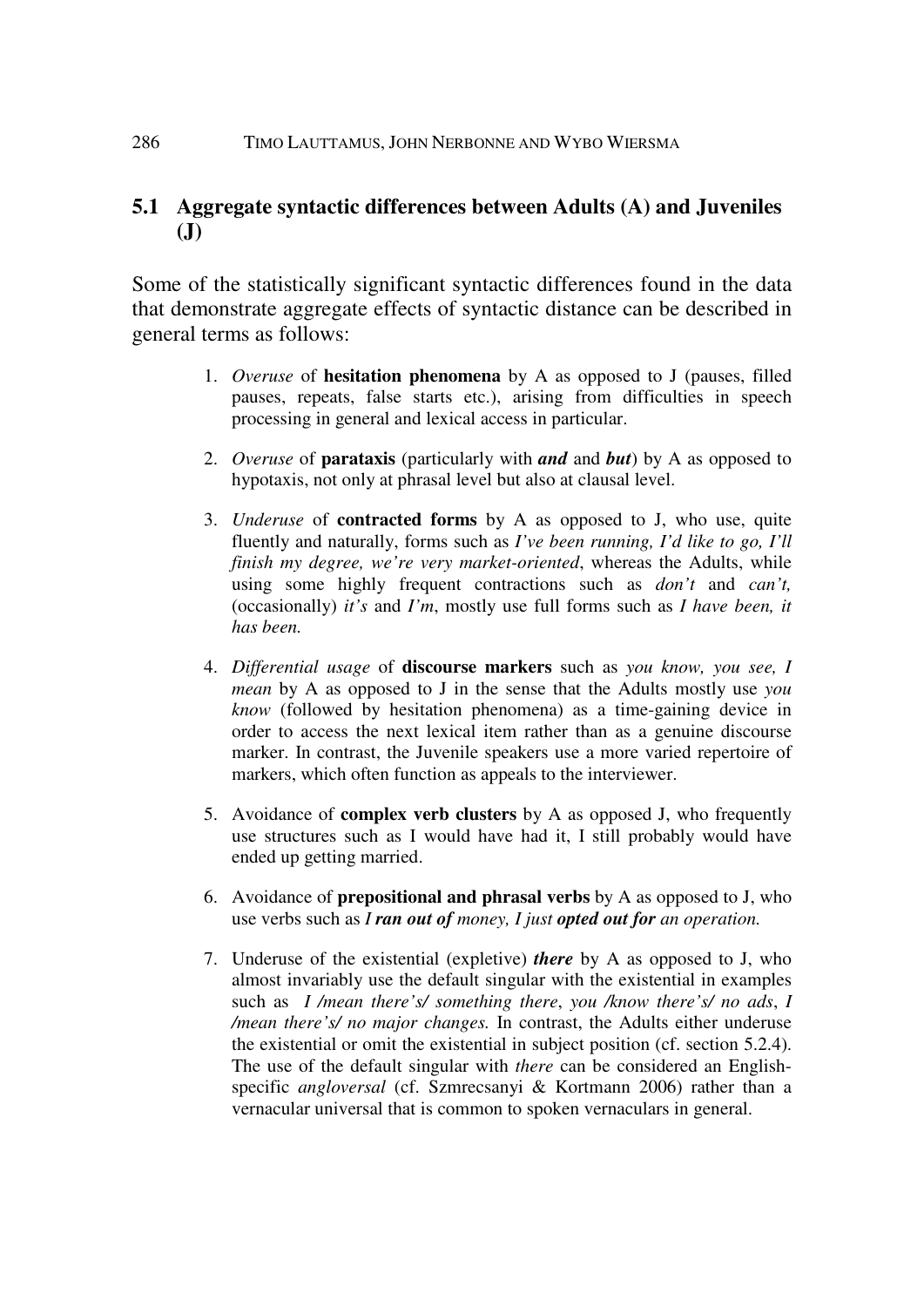## 5.1 Aggregate syntactic differences between Adults (A) and Juveniles (J)

Some of the statistically significant syntactic differences found in the data that demonstrate aggregate effects of syntactic distance can be described in general terms as follows:

1. *Overuse* of **hesitation phenomena** by A as opposed to J (pauses, filled pauses, repeats, false starts etc.), arising from difficulties in speech processing in general and lexical access in particular.

2. *Overuse* of **parataxis** (particularly with ***and*** and ***but***) by A as opposed to hypotaxis, not only at phrasal level but also at clausal level.

3. *Underuse* of **contracted forms** by A as opposed to J, who use, quite fluently and naturally, forms such as *I've been running, I'd like to go, I'll finish my degree, we're very market-oriented*, whereas the Adults, while using some highly frequent contractions such as *don't* and *can't,* (occasionally) *it's* and *I'm*, mostly use full forms such as *I have been, it has been.*

4. *Differential usage* of **discourse markers** such as *you know, you see, I mean* by A as opposed to J in the sense that the Adults mostly use *you know* (followed by hesitation phenomena) as a time-gaining device in order to access the next lexical item rather than as a genuine discourse marker. In contrast, the Juvenile speakers use a more varied repertoire of markers, which often function as appeals to the interviewer.

5. Avoidance of **complex verb clusters** by A as opposed J, who frequently use structures such as I would have had it, I still probably would have ended up getting married.

6. Avoidance of **prepositional and phrasal verbs** by A as opposed to J, who use verbs such as ***I ran out of*** *money, I just* ***opted out for*** *an operation.*

7. Underuse of the existential (expletive) ***there*** by A as opposed to J, who almost invariably use the default singular with the existential in examples such as *I /mean there's/ something there*, *you /know there's/ no ads*, *I /mean there's/ no major changes.* In contrast, the Adults either underuse the existential or omit the existential in subject position (cf. section 5.2.4). The use of the default singular with *there* can be considered an English-specific *angloversal* (cf. Szmrecsanyi & Kortmann 2006) rather than a vernacular universal that is common to spoken vernaculars in general.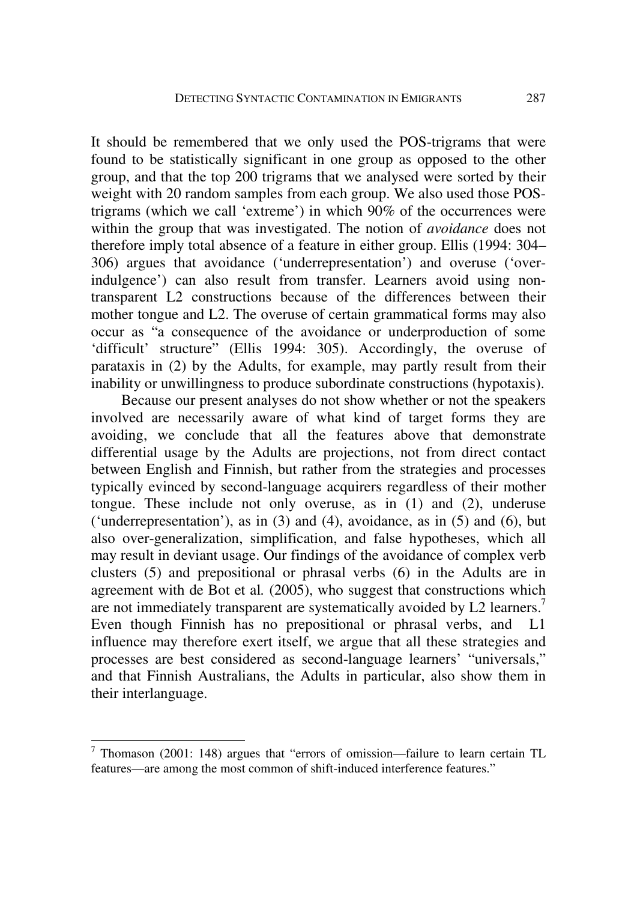It should be remembered that we only used the POS-trigrams that were found to be statistically significant in one group as opposed to the other group, and that the top 200 trigrams that we analysed were sorted by their weight with 20 random samples from each group. We also used those POS-trigrams (which we call 'extreme') in which 90% of the occurrences were within the group that was investigated. The notion of *avoidance* does not therefore imply total absence of a feature in either group. Ellis (1994: 304–306) argues that avoidance ('underrepresentation') and overuse ('over-indulgence') can also result from transfer. Learners avoid using non-transparent L2 constructions because of the differences between their mother tongue and L2. The overuse of certain grammatical forms may also occur as "a consequence of the avoidance or underproduction of some 'difficult' structure" (Ellis 1994: 305). Accordingly, the overuse of parataxis in (2) by the Adults, for example, may partly result from their inability or unwillingness to produce subordinate constructions (hypotaxis).

Because our present analyses do not show whether or not the speakers involved are necessarily aware of what kind of target forms they are avoiding, we conclude that all the features above that demonstrate differential usage by the Adults are projections, not from direct contact between English and Finnish, but rather from the strategies and processes typically evinced by second-language acquirers regardless of their mother tongue. These include not only overuse, as in (1) and (2), underuse ('underrepresentation'), as in (3) and (4), avoidance, as in (5) and (6), but also over-generalization, simplification, and false hypotheses, which all may result in deviant usage. Our findings of the avoidance of complex verb clusters (5) and prepositional or phrasal verbs (6) in the Adults are in agreement with de Bot et al. (2005), who suggest that constructions which are not immediately transparent are systematically avoided by L2 learners.[7] Even though Finnish has no prepositional or phrasal verbs, and L1 influence may therefore exert itself, we argue that all these strategies and processes are best considered as second-language learners' "universals," and that Finnish Australians, the Adults in particular, also show them in their interlanguage.

[7] Thomason (2001: 148) argues that "errors of omission—failure to learn certain TL features—are among the most common of shift-induced interference features."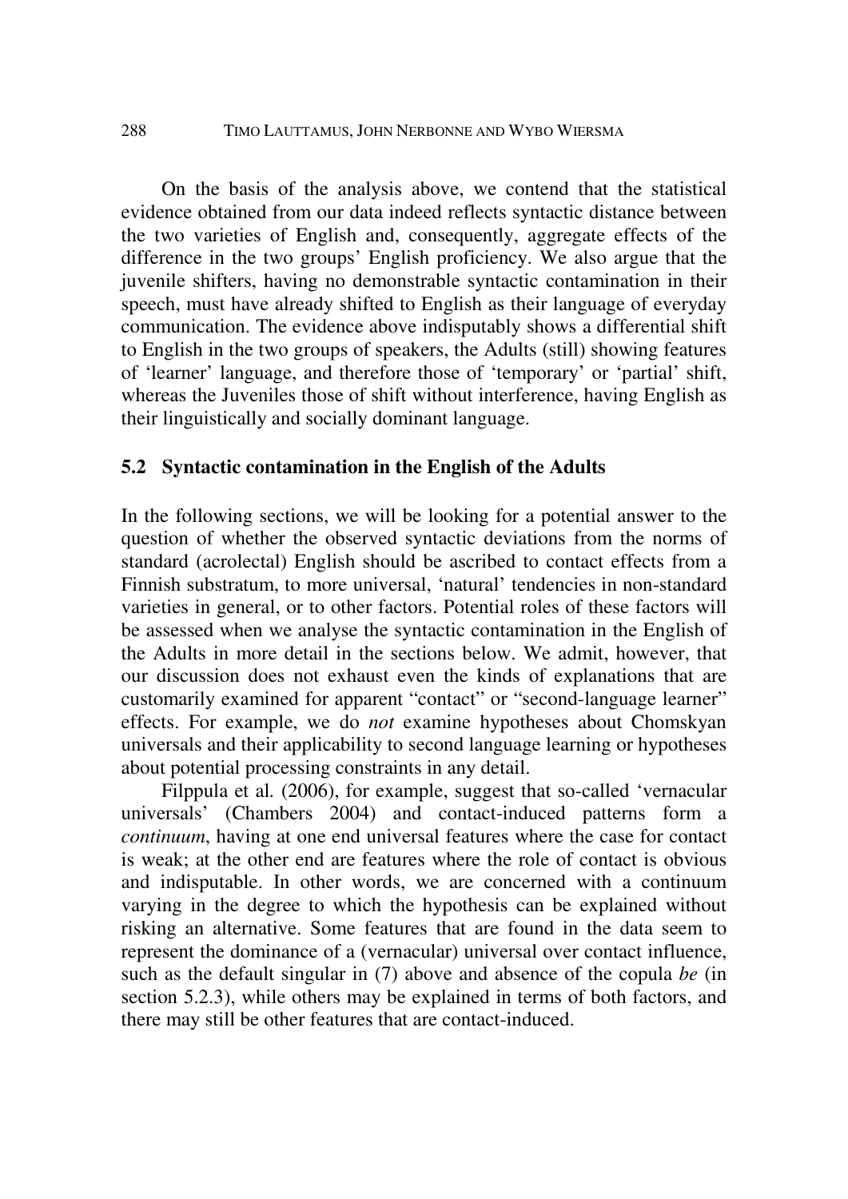On the basis of the analysis above, we contend that the statistical evidence obtained from our data indeed reflects syntactic distance between the two varieties of English and, consequently, aggregate effects of the difference in the two groups' English proficiency. We also argue that the juvenile shifters, having no demonstrable syntactic contamination in their speech, must have already shifted to English as their language of everyday communication. The evidence above indisputably shows a differential shift to English in the two groups of speakers, the Adults (still) showing features of 'learner' language, and therefore those of 'temporary' or 'partial' shift, whereas the Juveniles those of shift without interference, having English as their linguistically and socially dominant language.

## 5.2 Syntactic contamination in the English of the Adults

In the following sections, we will be looking for a potential answer to the question of whether the observed syntactic deviations from the norms of standard (acrolectal) English should be ascribed to contact effects from a Finnish substratum, to more universal, 'natural' tendencies in non-standard varieties in general, or to other factors. Potential roles of these factors will be assessed when we analyse the syntactic contamination in the English of the Adults in more detail in the sections below. We admit, however, that our discussion does not exhaust even the kinds of explanations that are customarily examined for apparent "contact" or "second-language learner" effects. For example, we do *not* examine hypotheses about Chomskyan universals and their applicability to second language learning or hypotheses about potential processing constraints in any detail.

Filppula et al. (2006), for example, suggest that so-called 'vernacular universals' (Chambers 2004) and contact-induced patterns form a *continuum*, having at one end universal features where the case for contact is weak; at the other end are features where the role of contact is obvious and indisputable. In other words, we are concerned with a continuum varying in the degree to which the hypothesis can be explained without risking an alternative. Some features that are found in the data seem to represent the dominance of a (vernacular) universal over contact influence, such as the default singular in (7) above and absence of the copula *be* (in section 5.2.3), while others may be explained in terms of both factors, and there may still be other features that are contact-induced.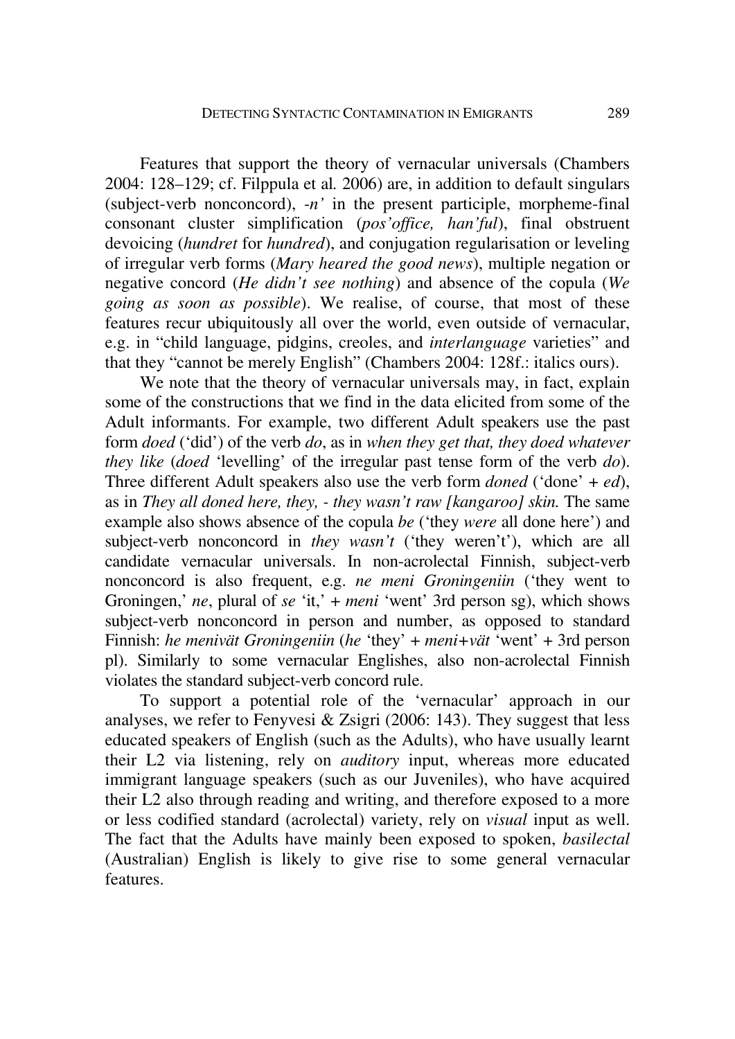Features that support the theory of vernacular universals (Chambers 2004: 128–129; cf. Filppula et al. 2006) are, in addition to default singulars (subject-verb nonconcord), *-n'* in the present participle, morpheme-final consonant cluster simplification (*pos'office, han'ful*), final obstruent devoicing (*hundret* for *hundred*), and conjugation regularisation or leveling of irregular verb forms (*Mary heared the good news*), multiple negation or negative concord (*He didn't see nothing*) and absence of the copula (*We going as soon as possible*). We realise, of course, that most of these features recur ubiquitously all over the world, even outside of vernacular, e.g. in "child language, pidgins, creoles, and *interlanguage* varieties" and that they "cannot be merely English" (Chambers 2004: 128f.: italics ours).

We note that the theory of vernacular universals may, in fact, explain some of the constructions that we find in the data elicited from some of the Adult informants. For example, two different Adult speakers use the past form *doed* ('did') of the verb *do*, as in *when they get that, they doed whatever they like* (*doed* 'levelling' of the irregular past tense form of the verb *do*). Three different Adult speakers also use the verb form *doned* ('done' + *ed*), as in *They all doned here, they, - they wasn't raw [kangaroo] skin.* The same example also shows absence of the copula *be* ('they *were* all done here') and subject-verb nonconcord in *they wasn't* ('they weren't'), which are all candidate vernacular universals. In non-acrolectal Finnish, subject-verb nonconcord is also frequent, e.g. *ne meni Groningeniin* ('they went to Groningen,' *ne*, plural of *se* 'it,' + *meni* 'went' 3rd person sg), which shows subject-verb nonconcord in person and number, as opposed to standard Finnish: *he menivät Groningeniin* (*he* 'they' + *meni+vät* 'went' + 3rd person pl). Similarly to some vernacular Englishes, also non-acrolectal Finnish violates the standard subject-verb concord rule.

To support a potential role of the 'vernacular' approach in our analyses, we refer to Fenyvesi & Zsigri (2006: 143). They suggest that less educated speakers of English (such as the Adults), who have usually learnt their L2 via listening, rely on *auditory* input, whereas more educated immigrant language speakers (such as our Juveniles), who have acquired their L2 also through reading and writing, and therefore exposed to a more or less codified standard (acrolectal) variety, rely on *visual* input as well. The fact that the Adults have mainly been exposed to spoken, *basilectal* (Australian) English is likely to give rise to some general vernacular features.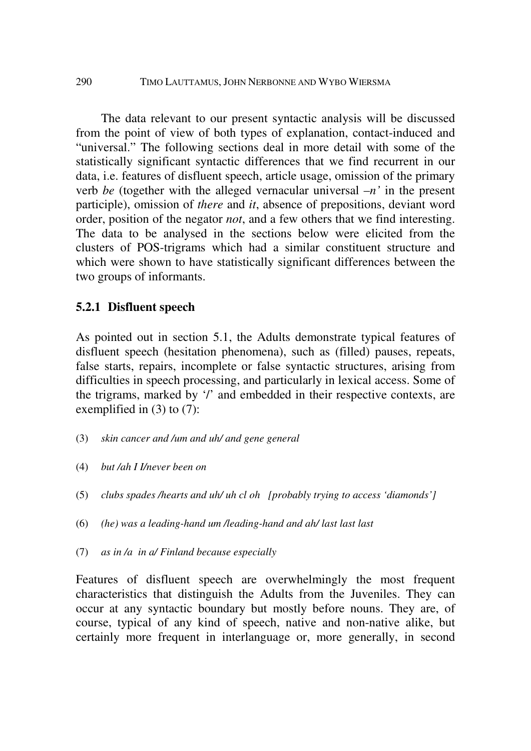The data relevant to our present syntactic analysis will be discussed from the point of view of both types of explanation, contact-induced and "universal." The following sections deal in more detail with some of the statistically significant syntactic differences that we find recurrent in our data, i.e. features of disfluent speech, article usage, omission of the primary verb *be* (together with the alleged vernacular universal *–n'* in the present participle), omission of *there* and *it*, absence of prepositions, deviant word order, position of the negator *not*, and a few others that we find interesting. The data to be analysed in the sections below were elicited from the clusters of POS-trigrams which had a similar constituent structure and which were shown to have statistically significant differences between the two groups of informants.

### 5.2.1 Disfluent speech

As pointed out in section 5.1, the Adults demonstrate typical features of disfluent speech (hesitation phenomena), such as (filled) pauses, repeats, false starts, repairs, incomplete or false syntactic structures, arising from difficulties in speech processing, and particularly in lexical access. Some of the trigrams, marked by '/' and embedded in their respective contexts, are exemplified in (3) to (7):

(3) *skin cancer and /um and uh/ and gene general*

(4) *but /ah I I/never been on*

(5) *clubs spades /hearts and uh/ uh cl oh [probably trying to access 'diamonds']*

(6) *(he) was a leading-hand um /leading-hand and ah/ last last last*

(7) *as in /a in a/ Finland because especially*

Features of disfluent speech are overwhelmingly the most frequent characteristics that distinguish the Adults from the Juveniles. They can occur at any syntactic boundary but mostly before nouns. They are, of course, typical of any kind of speech, native and non-native alike, but certainly more frequent in interlanguage or, more generally, in second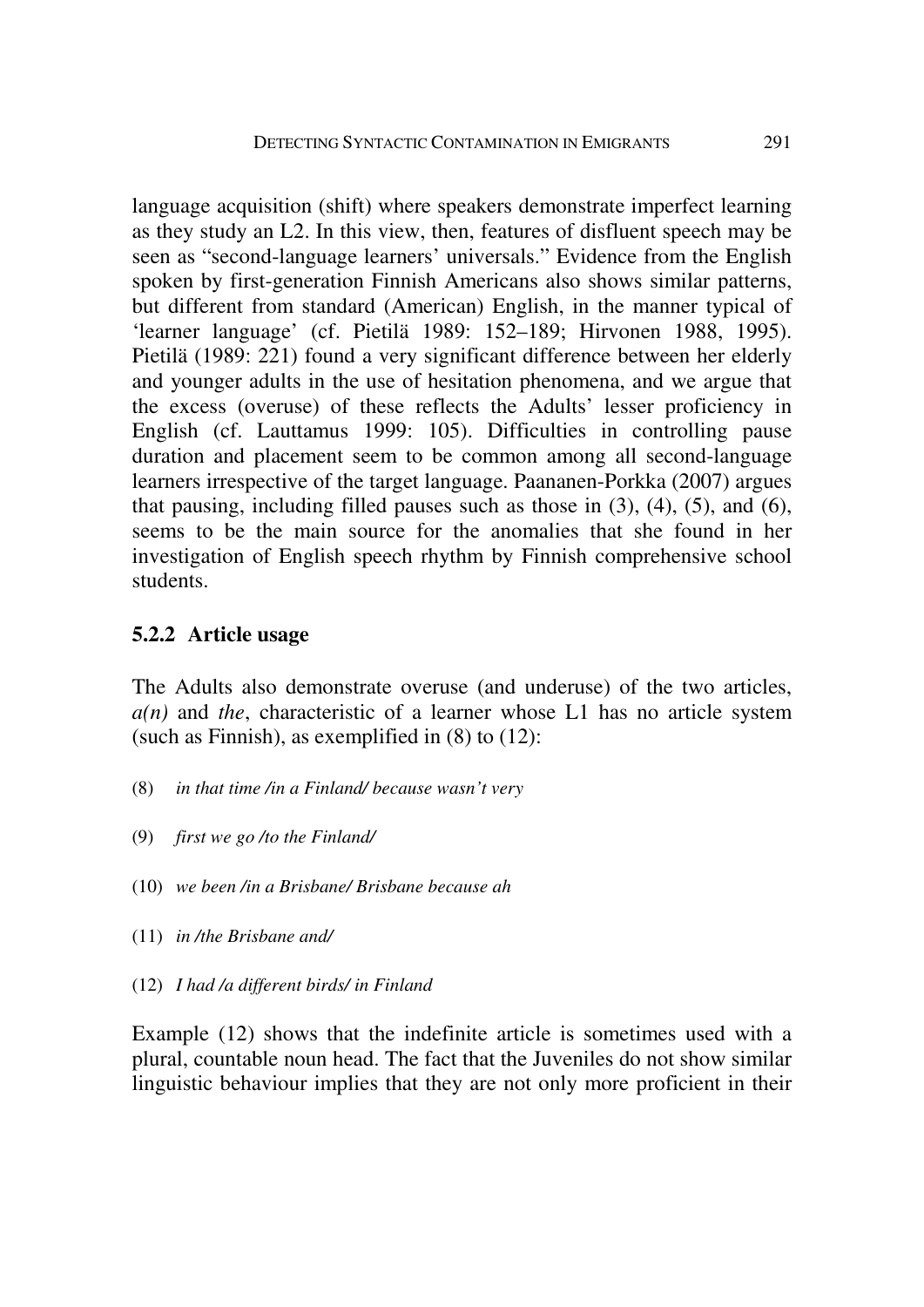language acquisition (shift) where speakers demonstrate imperfect learning as they study an L2. In this view, then, features of disfluent speech may be seen as "second-language learners' universals." Evidence from the English spoken by first-generation Finnish Americans also shows similar patterns, but different from standard (American) English, in the manner typical of 'learner language' (cf. Pietilä 1989: 152–189; Hirvonen 1988, 1995). Pietilä (1989: 221) found a very significant difference between her elderly and younger adults in the use of hesitation phenomena, and we argue that the excess (overuse) of these reflects the Adults' lesser proficiency in English (cf. Lauttamus 1999: 105). Difficulties in controlling pause duration and placement seem to be common among all second-language learners irrespective of the target language. Paananen-Porkka (2007) argues that pausing, including filled pauses such as those in (3), (4), (5), and (6), seems to be the main source for the anomalies that she found in her investigation of English speech rhythm by Finnish comprehensive school students.

### 5.2.2 Article usage

The Adults also demonstrate overuse (and underuse) of the two articles, *a(n)* and *the*, characteristic of a learner whose L1 has no article system (such as Finnish), as exemplified in (8) to (12):

(8) *in that time /in a Finland/ because wasn't very*

(9) *first we go /to the Finland/*

(10) *we been /in a Brisbane/ Brisbane because ah*

(11) *in /the Brisbane and/*

(12) *I had /a different birds/ in Finland*

Example (12) shows that the indefinite article is sometimes used with a plural, countable noun head. The fact that the Juveniles do not show similar linguistic behaviour implies that they are not only more proficient in their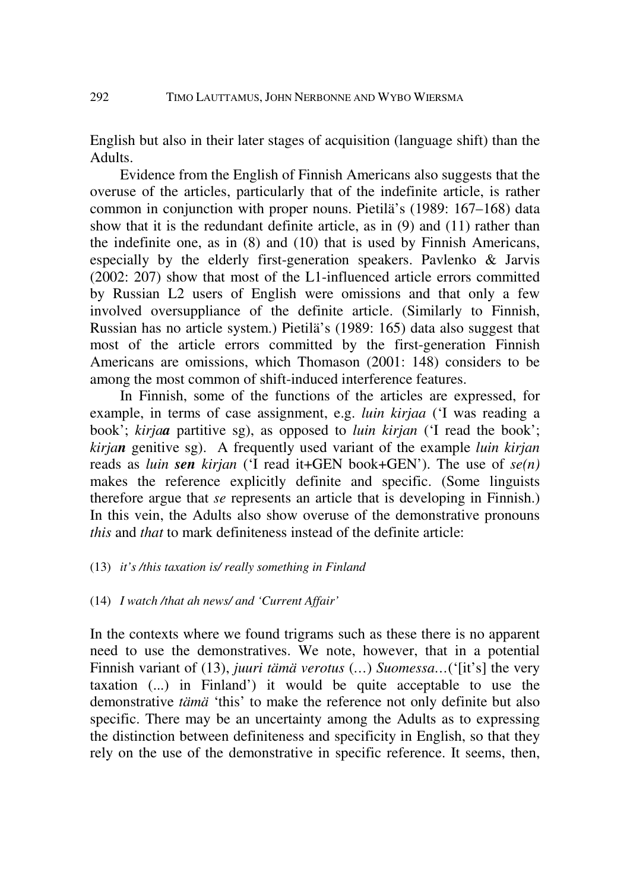English but also in their later stages of acquisition (language shift) than the Adults.

Evidence from the English of Finnish Americans also suggests that the overuse of the articles, particularly that of the indefinite article, is rather common in conjunction with proper nouns. Pietilä's (1989: 167–168) data show that it is the redundant definite article, as in (9) and (11) rather than the indefinite one, as in (8) and (10) that is used by Finnish Americans, especially by the elderly first-generation speakers. Pavlenko & Jarvis (2002: 207) show that most of the L1-influenced article errors committed by Russian L2 users of English were omissions and that only a few involved oversuppliance of the definite article. (Similarly to Finnish, Russian has no article system.) Pietilä's (1989: 165) data also suggest that most of the article errors committed by the first-generation Finnish Americans are omissions, which Thomason (2001: 148) considers to be among the most common of shift-induced interference features.

In Finnish, some of the functions of the articles are expressed, for example, in terms of case assignment, e.g. *luin kirjaa* ('I was reading a book'; *kirja**a*** partitive sg), as opposed to *luin kirjan* ('I read the book'; *kirja**n*** genitive sg). A frequently used variant of the example *luin kirjan* reads as *luin **sen** kirjan* ('I read it+GEN book+GEN'). The use of *se(n)* makes the reference explicitly definite and specific. (Some linguists therefore argue that *se* represents an article that is developing in Finnish.) In this vein, the Adults also show overuse of the demonstrative pronouns *this* and *that* to mark definiteness instead of the definite article:

(13) *it's /this taxation is/ really something in Finland*

(14) *I watch /that ah news/ and 'Current Affair'*

In the contexts where we found trigrams such as these there is no apparent need to use the demonstratives. We note, however, that in a potential Finnish variant of (13), *juuri tämä verotus* (…) *Suomessa*…('[it's] the very taxation (...) in Finland') it would be quite acceptable to use the demonstrative *tämä* 'this' to make the reference not only definite but also specific. There may be an uncertainty among the Adults as to expressing the distinction between definiteness and specificity in English, so that they rely on the use of the demonstrative in specific reference. It seems, then,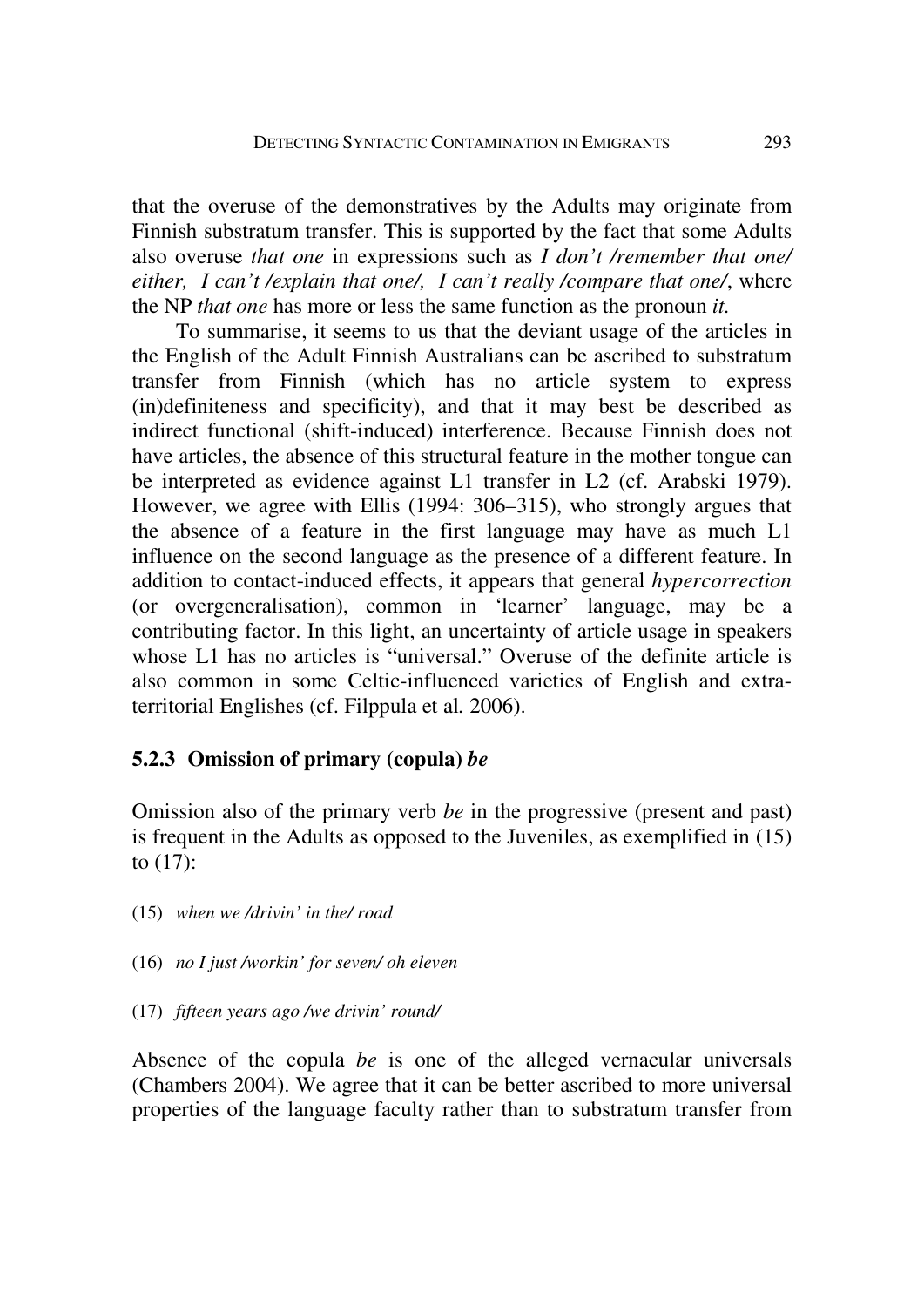that the overuse of the demonstratives by the Adults may originate from Finnish substratum transfer. This is supported by the fact that some Adults also overuse *that one* in expressions such as *I don't /remember that one/ either, I can't /explain that one/, I can't really /compare that one/*, where the NP *that one* has more or less the same function as the pronoun *it.*

To summarise, it seems to us that the deviant usage of the articles in the English of the Adult Finnish Australians can be ascribed to substratum transfer from Finnish (which has no article system to express (in)definiteness and specificity), and that it may best be described as indirect functional (shift-induced) interference. Because Finnish does not have articles, the absence of this structural feature in the mother tongue can be interpreted as evidence against L1 transfer in L2 (cf. Arabski 1979). However, we agree with Ellis (1994: 306–315), who strongly argues that the absence of a feature in the first language may have as much L1 influence on the second language as the presence of a different feature. In addition to contact-induced effects, it appears that general *hypercorrection* (or overgeneralisation), common in 'learner' language, may be a contributing factor. In this light, an uncertainty of article usage in speakers whose L1 has no articles is "universal." Overuse of the definite article is also common in some Celtic-influenced varieties of English and extra-territorial Englishes (cf. Filppula et al. 2006).

### 5.2.3 Omission of primary (copula) *be*

Omission also of the primary verb *be* in the progressive (present and past) is frequent in the Adults as opposed to the Juveniles, as exemplified in (15) to (17):

(15) *when we /drivin' in the/ road*

(16) *no I just /workin' for seven/ oh eleven*

(17) *fifteen years ago /we drivin' round/*

Absence of the copula *be* is one of the alleged vernacular universals (Chambers 2004). We agree that it can be better ascribed to more universal properties of the language faculty rather than to substratum transfer from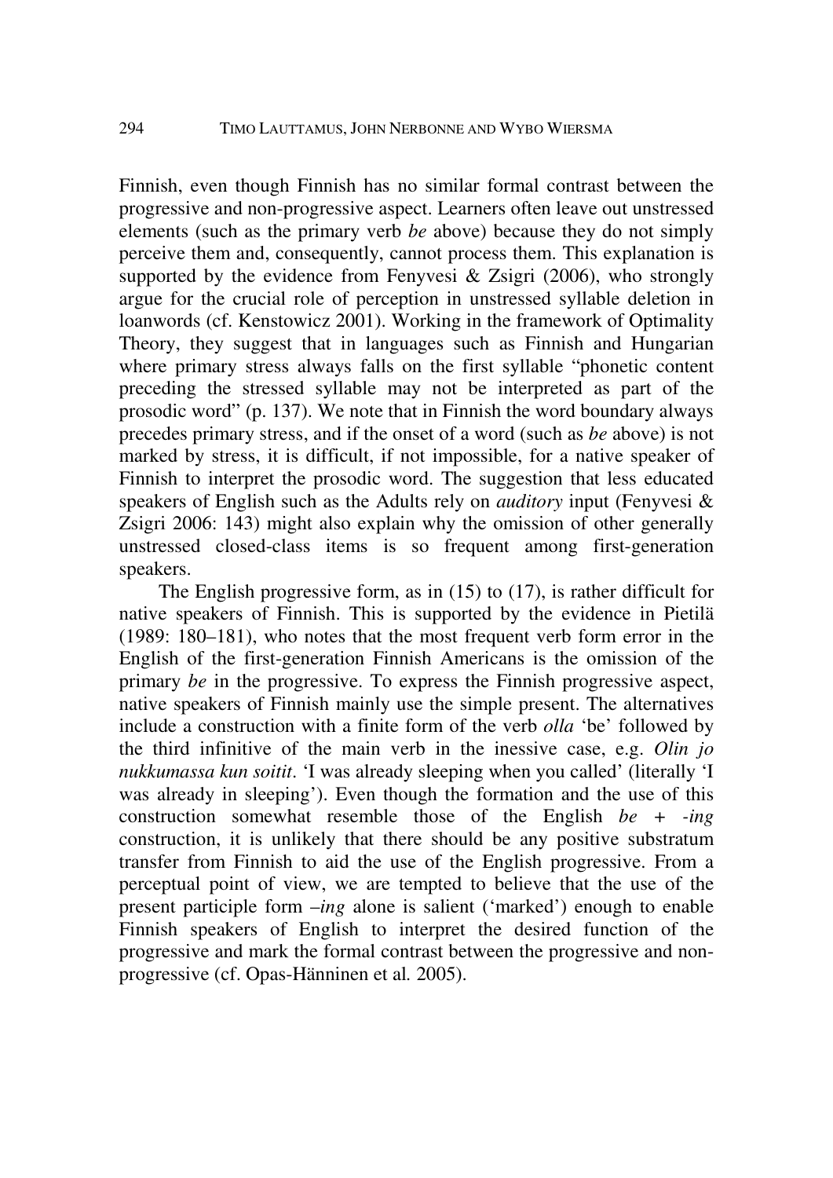Finnish, even though Finnish has no similar formal contrast between the progressive and non-progressive aspect. Learners often leave out unstressed elements (such as the primary verb *be* above) because they do not simply perceive them and, consequently, cannot process them. This explanation is supported by the evidence from Fenyvesi & Zsigri (2006), who strongly argue for the crucial role of perception in unstressed syllable deletion in loanwords (cf. Kenstowicz 2001). Working in the framework of Optimality Theory, they suggest that in languages such as Finnish and Hungarian where primary stress always falls on the first syllable "phonetic content preceding the stressed syllable may not be interpreted as part of the prosodic word" (p. 137). We note that in Finnish the word boundary always precedes primary stress, and if the onset of a word (such as *be* above) is not marked by stress, it is difficult, if not impossible, for a native speaker of Finnish to interpret the prosodic word. The suggestion that less educated speakers of English such as the Adults rely on *auditory* input (Fenyvesi & Zsigri 2006: 143) might also explain why the omission of other generally unstressed closed-class items is so frequent among first-generation speakers.

The English progressive form, as in (15) to (17), is rather difficult for native speakers of Finnish. This is supported by the evidence in Pietilä (1989: 180–181), who notes that the most frequent verb form error in the English of the first-generation Finnish Americans is the omission of the primary *be* in the progressive. To express the Finnish progressive aspect, native speakers of Finnish mainly use the simple present. The alternatives include a construction with a finite form of the verb *olla* 'be' followed by the third infinitive of the main verb in the inessive case, e.g. *Olin jo nukkumassa kun soitit*. 'I was already sleeping when you called' (literally 'I was already in sleeping'). Even though the formation and the use of this construction somewhat resemble those of the English *be* + *-ing* construction, it is unlikely that there should be any positive substratum transfer from Finnish to aid the use of the English progressive. From a perceptual point of view, we are tempted to believe that the use of the present participle form *–ing* alone is salient ('marked') enough to enable Finnish speakers of English to interpret the desired function of the progressive and mark the formal contrast between the progressive and non-progressive (cf. Opas-Hänninen et al*.* 2005).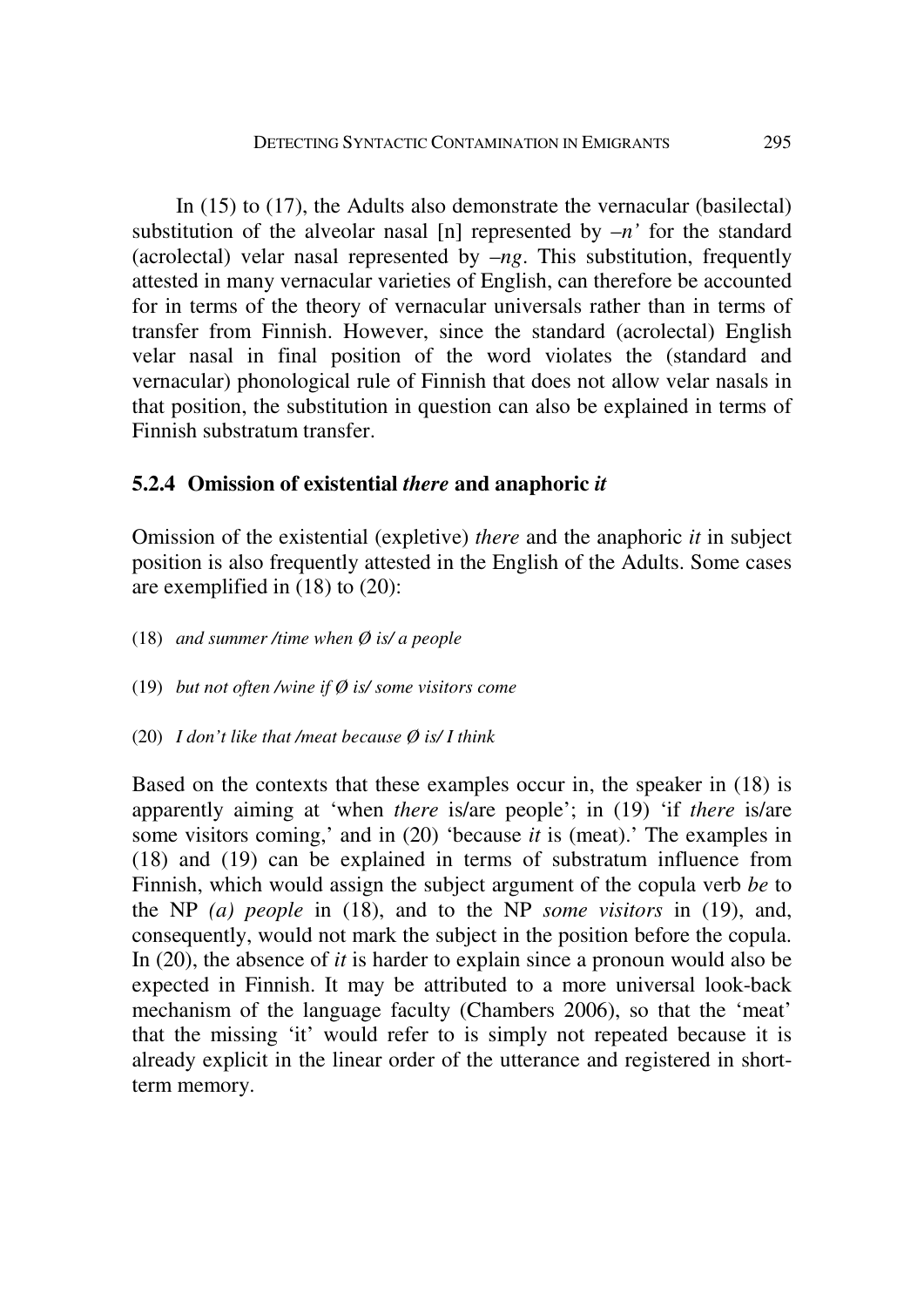In (15) to (17), the Adults also demonstrate the vernacular (basilectal) substitution of the alveolar nasal [n] represented by *–n'* for the standard (acrolectal) velar nasal represented by *–ng*. This substitution, frequently attested in many vernacular varieties of English, can therefore be accounted for in terms of the theory of vernacular universals rather than in terms of transfer from Finnish. However, since the standard (acrolectal) English velar nasal in final position of the word violates the (standard and vernacular) phonological rule of Finnish that does not allow velar nasals in that position, the substitution in question can also be explained in terms of Finnish substratum transfer.

### 5.2.4 Omission of existential *there* and anaphoric *it*

Omission of the existential (expletive) *there* and the anaphoric *it* in subject position is also frequently attested in the English of the Adults. Some cases are exemplified in (18) to (20):

(18) *and summer /time when Ø is/ a people*

(19) *but not often /wine if Ø is/ some visitors come*

(20) *I don't like that /meat because Ø is/ I think*

Based on the contexts that these examples occur in, the speaker in (18) is apparently aiming at 'when *there* is/are people'; in (19) 'if *there* is/are some visitors coming,' and in (20) 'because *it* is (meat).' The examples in (18) and (19) can be explained in terms of substratum influence from Finnish, which would assign the subject argument of the copula verb *be* to the NP *(a) people* in (18), and to the NP *some visitors* in (19), and, consequently, would not mark the subject in the position before the copula. In (20), the absence of *it* is harder to explain since a pronoun would also be expected in Finnish. It may be attributed to a more universal look-back mechanism of the language faculty (Chambers 2006), so that the 'meat' that the missing 'it' would refer to is simply not repeated because it is already explicit in the linear order of the utterance and registered in short-term memory.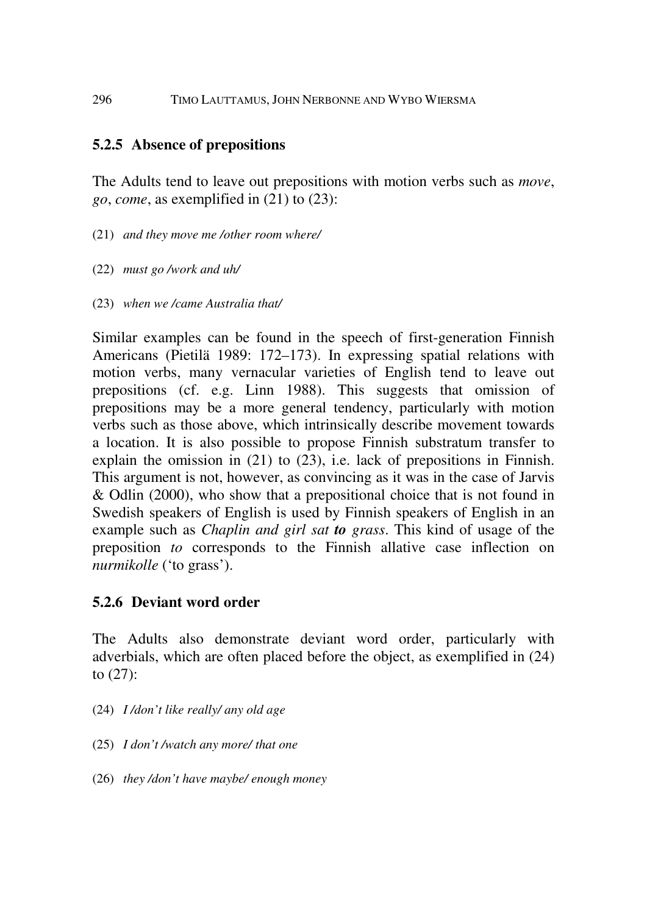### 5.2.5 Absence of prepositions

The Adults tend to leave out prepositions with motion verbs such as *move*, *go*, *come*, as exemplified in (21) to (23):

(21) *and they move me /other room where/*

(22) *must go /work and uh/*

(23) *when we /came Australia that/*

Similar examples can be found in the speech of first-generation Finnish Americans (Pietilä 1989: 172–173). In expressing spatial relations with motion verbs, many vernacular varieties of English tend to leave out prepositions (cf. e.g. Linn 1988). This suggests that omission of prepositions may be a more general tendency, particularly with motion verbs such as those above, which intrinsically describe movement towards a location. It is also possible to propose Finnish substratum transfer to explain the omission in (21) to (23), i.e. lack of prepositions in Finnish. This argument is not, however, as convincing as it was in the case of Jarvis & Odlin (2000), who show that a prepositional choice that is not found in Swedish speakers of English is used by Finnish speakers of English in an example such as *Chaplin and girl sat* ***to*** *grass*. This kind of usage of the preposition *to* corresponds to the Finnish allative case inflection on *nurmikolle* ('to grass').

### 5.2.6 Deviant word order

The Adults also demonstrate deviant word order, particularly with adverbials, which are often placed before the object, as exemplified in (24) to (27):

(24) *I /don't like really/ any old age*

(25) *I don't /watch any more/ that one*

(26) *they /don't have maybe/ enough money*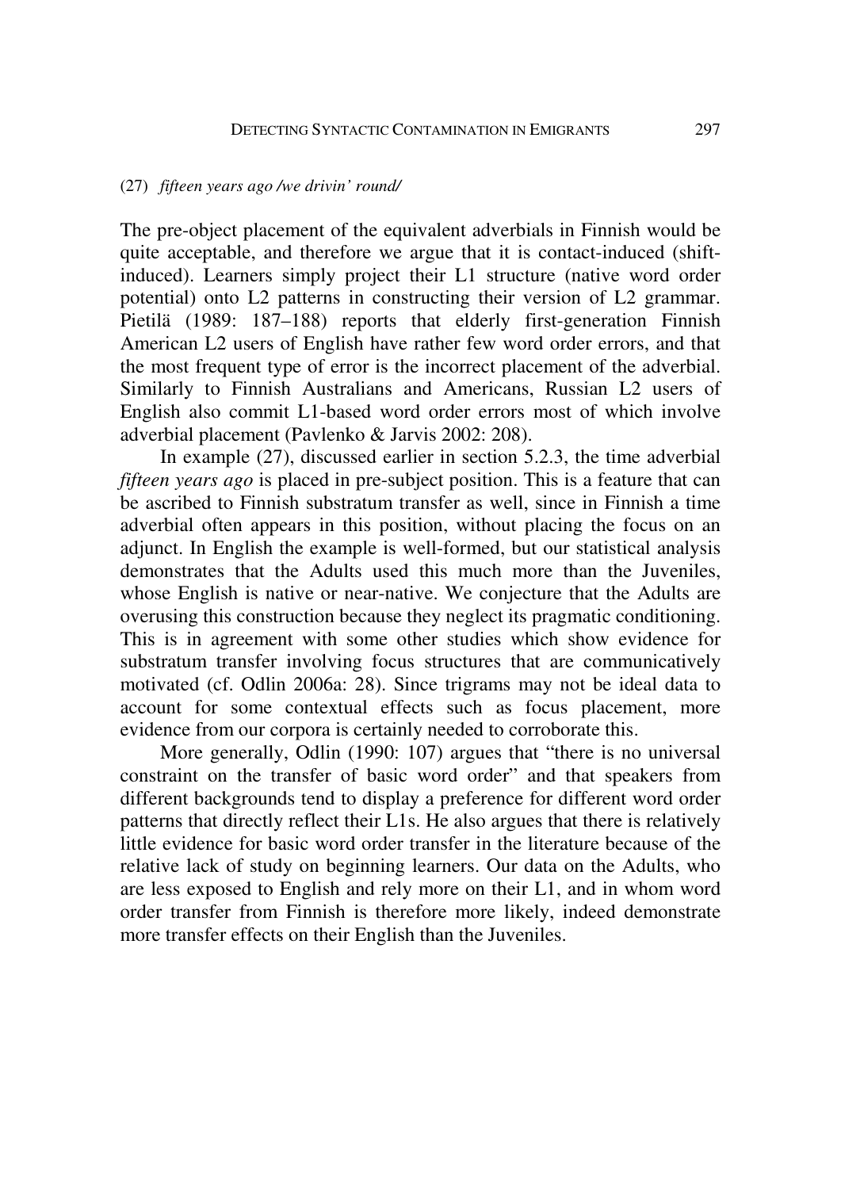(27) *fifteen years ago /we drivin' round/*

The pre-object placement of the equivalent adverbials in Finnish would be quite acceptable, and therefore we argue that it is contact-induced (shift-induced). Learners simply project their L1 structure (native word order potential) onto L2 patterns in constructing their version of L2 grammar. Pietilä (1989: 187–188) reports that elderly first-generation Finnish American L2 users of English have rather few word order errors, and that the most frequent type of error is the incorrect placement of the adverbial. Similarly to Finnish Australians and Americans, Russian L2 users of English also commit L1-based word order errors most of which involve adverbial placement (Pavlenko & Jarvis 2002: 208).

In example (27), discussed earlier in section 5.2.3, the time adverbial *fifteen years ago* is placed in pre-subject position. This is a feature that can be ascribed to Finnish substratum transfer as well, since in Finnish a time adverbial often appears in this position, without placing the focus on an adjunct. In English the example is well-formed, but our statistical analysis demonstrates that the Adults used this much more than the Juveniles, whose English is native or near-native. We conjecture that the Adults are overusing this construction because they neglect its pragmatic conditioning. This is in agreement with some other studies which show evidence for substratum transfer involving focus structures that are communicatively motivated (cf. Odlin 2006a: 28). Since trigrams may not be ideal data to account for some contextual effects such as focus placement, more evidence from our corpora is certainly needed to corroborate this.

More generally, Odlin (1990: 107) argues that "there is no universal constraint on the transfer of basic word order" and that speakers from different backgrounds tend to display a preference for different word order patterns that directly reflect their L1s. He also argues that there is relatively little evidence for basic word order transfer in the literature because of the relative lack of study on beginning learners. Our data on the Adults, who are less exposed to English and rely more on their L1, and in whom word order transfer from Finnish is therefore more likely, indeed demonstrate more transfer effects on their English than the Juveniles.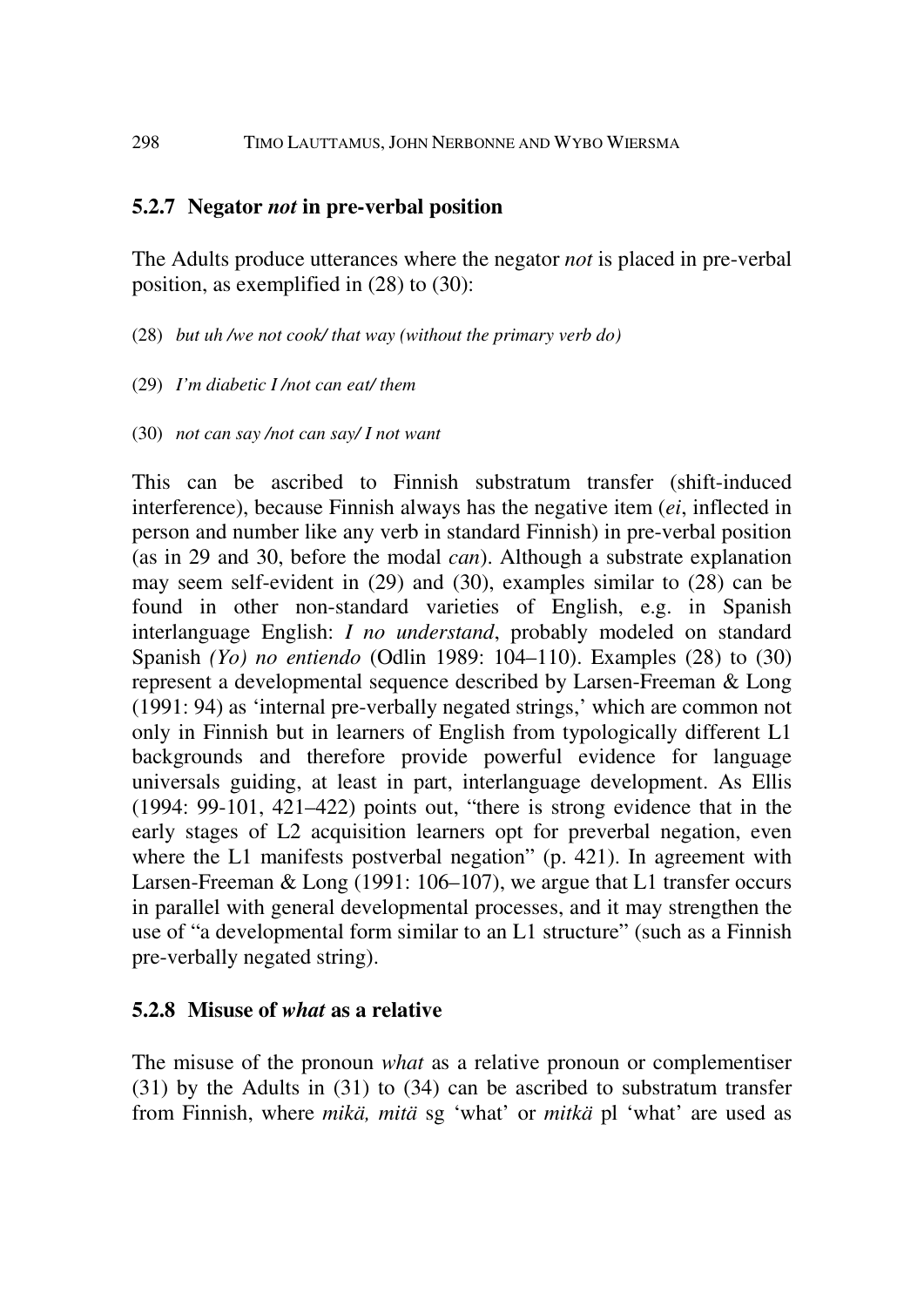### 5.2.7 Negator *not* in pre-verbal position

The Adults produce utterances where the negator *not* is placed in pre-verbal position, as exemplified in (28) to (30):

(28) *but uh /we not cook/ that way (without the primary verb do)*

(29) *I'm diabetic I /not can eat/ them*

(30) *not can say /not can say/ I not want*

This can be ascribed to Finnish substratum transfer (shift-induced interference), because Finnish always has the negative item (*ei*, inflected in person and number like any verb in standard Finnish) in pre-verbal position (as in 29 and 30, before the modal *can*). Although a substrate explanation may seem self-evident in (29) and (30), examples similar to (28) can be found in other non-standard varieties of English, e.g. in Spanish interlanguage English: *I no understand*, probably modeled on standard Spanish *(Yo) no entiendo* (Odlin 1989: 104–110). Examples (28) to (30) represent a developmental sequence described by Larsen-Freeman & Long (1991: 94) as 'internal pre-verbally negated strings,' which are common not only in Finnish but in learners of English from typologically different L1 backgrounds and therefore provide powerful evidence for language universals guiding, at least in part, interlanguage development. As Ellis (1994: 99-101, 421–422) points out, "there is strong evidence that in the early stages of L2 acquisition learners opt for preverbal negation, even where the L1 manifests postverbal negation" (p. 421). In agreement with Larsen-Freeman & Long (1991: 106–107), we argue that L1 transfer occurs in parallel with general developmental processes, and it may strengthen the use of "a developmental form similar to an L1 structure" (such as a Finnish pre-verbally negated string).

### 5.2.8 Misuse of *what* as a relative

The misuse of the pronoun *what* as a relative pronoun or complementiser (31) by the Adults in (31) to (34) can be ascribed to substratum transfer from Finnish, where *mikä, mitä* sg 'what' or *mitkä* pl 'what' are used as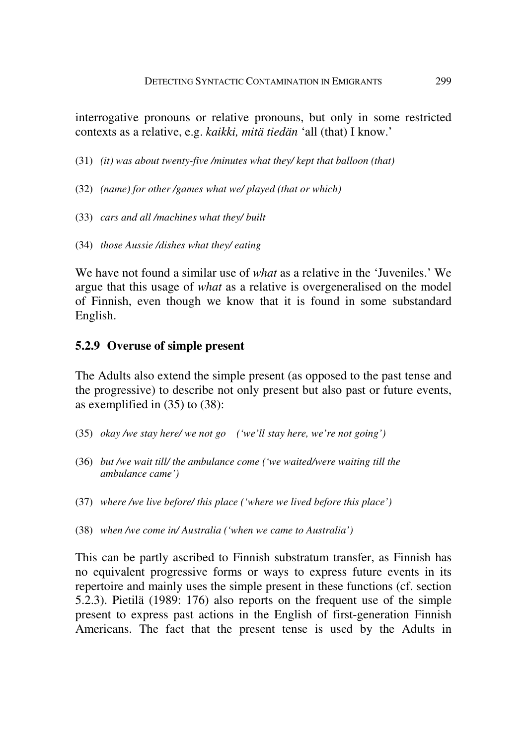interrogative pronouns or relative pronouns, but only in some restricted contexts as a relative, e.g. *kaikki, mitä tiedän* 'all (that) I know.'

(31) *(it) was about twenty-five /minutes what they/ kept that balloon (that)*

(32) *(name) for other /games what we/ played (that or which)*

(33) *cars and all /machines what they/ built*

(34) *those Aussie /dishes what they/ eating*

We have not found a similar use of *what* as a relative in the 'Juveniles.' We argue that this usage of *what* as a relative is overgeneralised on the model of Finnish, even though we know that it is found in some substandard English.

### 5.2.9 Overuse of simple present

The Adults also extend the simple present (as opposed to the past tense and the progressive) to describe not only present but also past or future events, as exemplified in (35) to (38):

(35) *okay /we stay here/ we not go (‘we'll stay here, we're not going')*

(36) *but /we wait till/ the ambulance come ('we waited/were waiting till the ambulance came')*

(37) *where /we live before/ this place ('where we lived before this place')*

(38) *when /we come in/ Australia ('when we came to Australia')*

This can be partly ascribed to Finnish substratum transfer, as Finnish has no equivalent progressive forms or ways to express future events in its repertoire and mainly uses the simple present in these functions (cf. section 5.2.3). Pietilä (1989: 176) also reports on the frequent use of the simple present to express past actions in the English of first-generation Finnish Americans. The fact that the present tense is used by the Adults in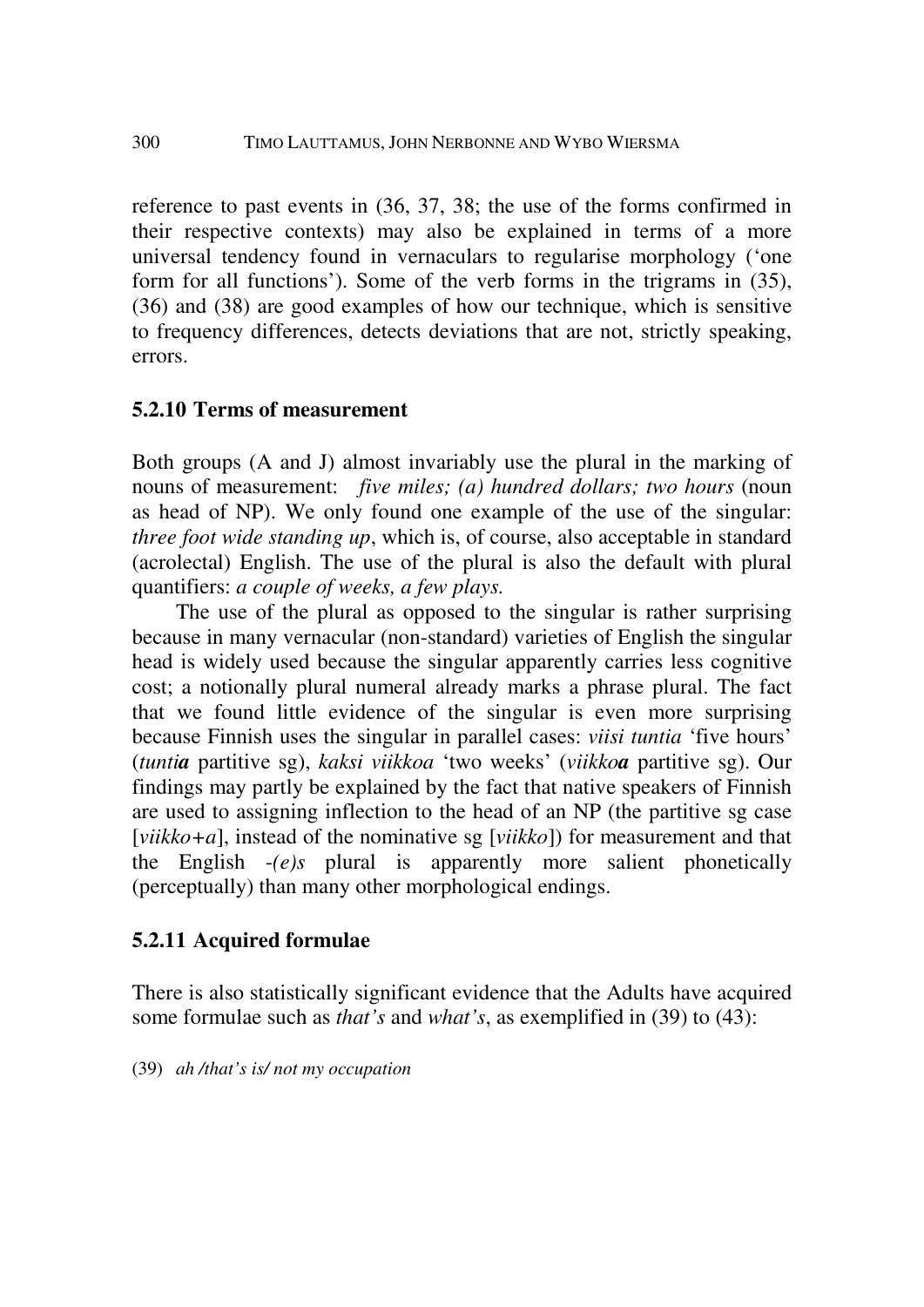reference to past events in (36, 37, 38; the use of the forms confirmed in their respective contexts) may also be explained in terms of a more universal tendency found in vernaculars to regularise morphology ('one form for all functions'). Some of the verb forms in the trigrams in (35), (36) and (38) are good examples of how our technique, which is sensitive to frequency differences, detects deviations that are not, strictly speaking, errors.

### 5.2.10 Terms of measurement

Both groups (A and J) almost invariably use the plural in the marking of nouns of measurement: *five miles; (a) hundred dollars; two hours* (noun as head of NP). We only found one example of the use of the singular: *three foot wide standing up*, which is, of course, also acceptable in standard (acrolectal) English. The use of the plural is also the default with plural quantifiers: *a couple of weeks, a few plays.*

The use of the plural as opposed to the singular is rather surprising because in many vernacular (non-standard) varieties of English the singular head is widely used because the singular apparently carries less cognitive cost; a notionally plural numeral already marks a phrase plural. The fact that we found little evidence of the singular is even more surprising because Finnish uses the singular in parallel cases: *viisi tuntia* 'five hours' (*tunti**a*** partitive sg), *kaksi viikkoa* 'two weeks' (*viikko**a*** partitive sg). Our findings may partly be explained by the fact that native speakers of Finnish are used to assigning inflection to the head of an NP (the partitive sg case [*viikko+a*], instead of the nominative sg [*viikko*]) for measurement and that the English *-(e)s* plural is apparently more salient phonetically (perceptually) than many other morphological endings.

### 5.2.11 Acquired formulae

There is also statistically significant evidence that the Adults have acquired some formulae such as *that's* and *what's*, as exemplified in (39) to (43):

(39) *ah /that's is/ not my occupation*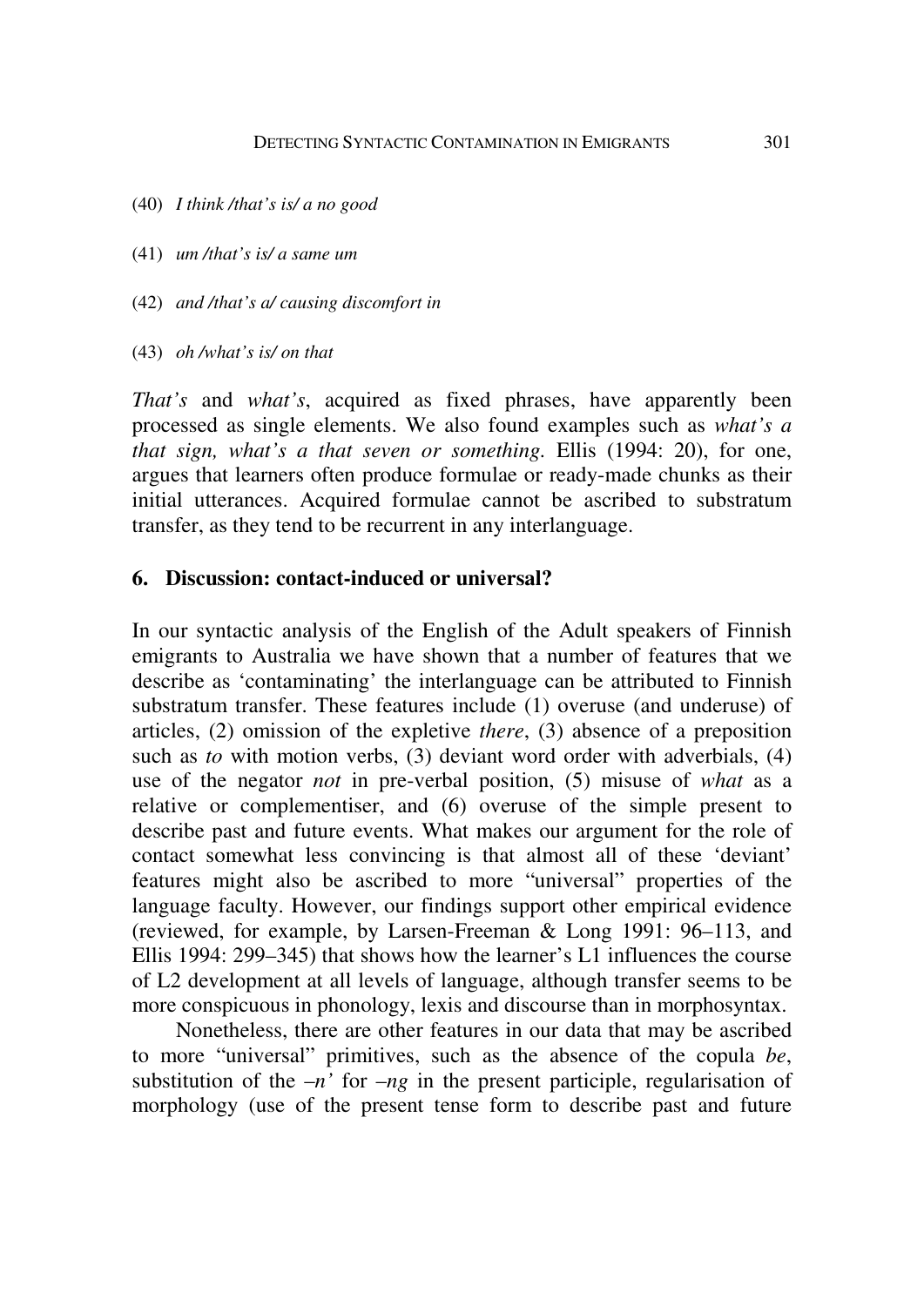(40) *I think /that's is/ a no good*

(41) *um /that's is/ a same um*

(42) *and /that's a/ causing discomfort in*

(43) *oh /what's is/ on that*

*That's* and *what's*, acquired as fixed phrases, have apparently been processed as single elements. We also found examples such as *what's a that sign, what's a that seven or something*. Ellis (1994: 20), for one, argues that learners often produce formulae or ready-made chunks as their initial utterances. Acquired formulae cannot be ascribed to substratum transfer, as they tend to be recurrent in any interlanguage.

## 6. Discussion: contact-induced or universal?

In our syntactic analysis of the English of the Adult speakers of Finnish emigrants to Australia we have shown that a number of features that we describe as 'contaminating' the interlanguage can be attributed to Finnish substratum transfer. These features include (1) overuse (and underuse) of articles, (2) omission of the expletive *there*, (3) absence of a preposition such as *to* with motion verbs, (3) deviant word order with adverbials, (4) use of the negator *not* in pre-verbal position, (5) misuse of *what* as a relative or complementiser, and (6) overuse of the simple present to describe past and future events. What makes our argument for the role of contact somewhat less convincing is that almost all of these 'deviant' features might also be ascribed to more "universal" properties of the language faculty. However, our findings support other empirical evidence (reviewed, for example, by Larsen-Freeman & Long 1991: 96–113, and Ellis 1994: 299–345) that shows how the learner's L1 influences the course of L2 development at all levels of language, although transfer seems to be more conspicuous in phonology, lexis and discourse than in morphosyntax.

Nonetheless, there are other features in our data that may be ascribed to more "universal" primitives, such as the absence of the copula *be*, substitution of the *–n'* for *–ng* in the present participle, regularisation of morphology (use of the present tense form to describe past and future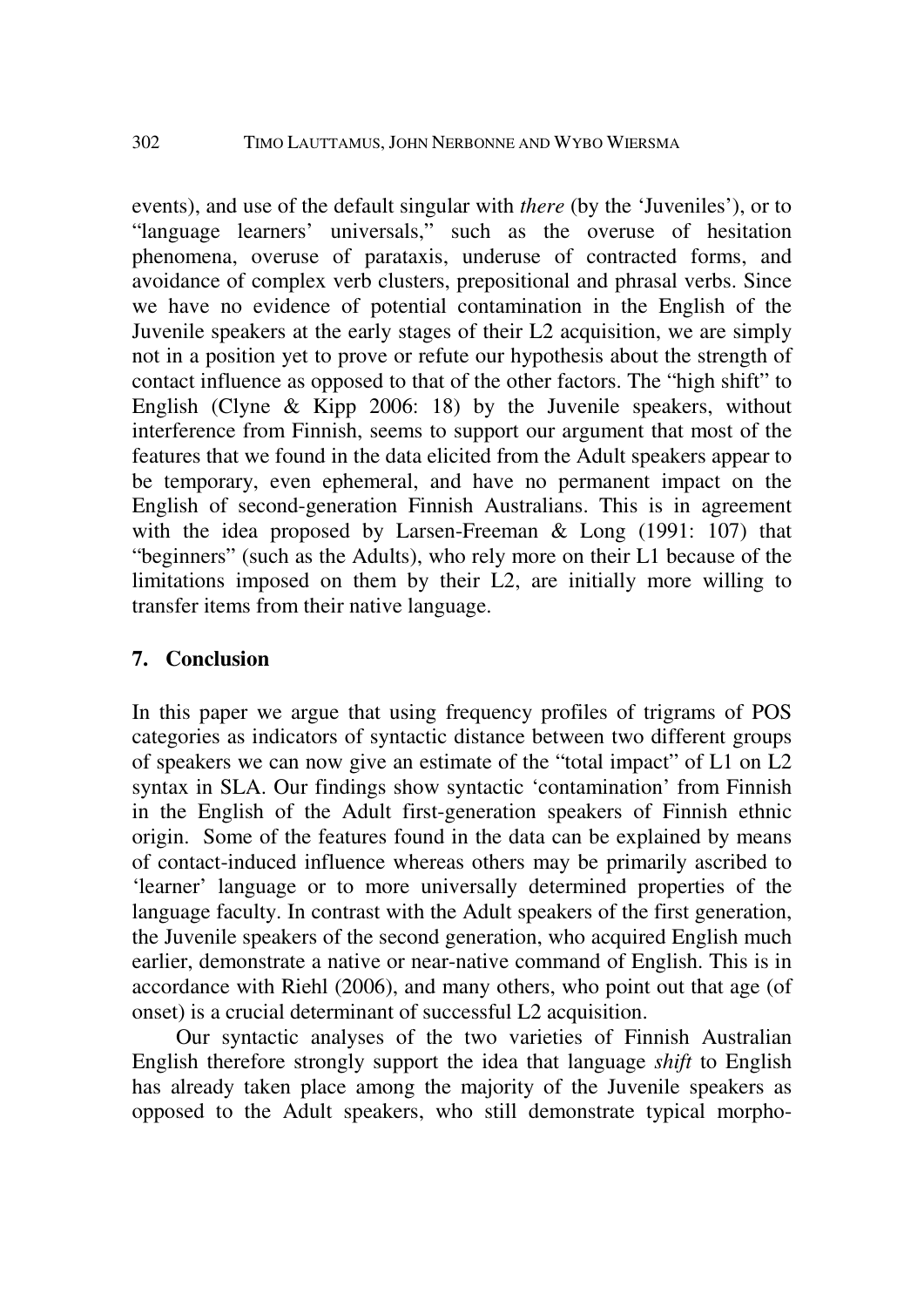events), and use of the default singular with *there* (by the 'Juveniles'), or to "language learners' universals," such as the overuse of hesitation phenomena, overuse of parataxis, underuse of contracted forms, and avoidance of complex verb clusters, prepositional and phrasal verbs. Since we have no evidence of potential contamination in the English of the Juvenile speakers at the early stages of their L2 acquisition, we are simply not in a position yet to prove or refute our hypothesis about the strength of contact influence as opposed to that of the other factors. The "high shift" to English (Clyne & Kipp 2006: 18) by the Juvenile speakers, without interference from Finnish, seems to support our argument that most of the features that we found in the data elicited from the Adult speakers appear to be temporary, even ephemeral, and have no permanent impact on the English of second-generation Finnish Australians. This is in agreement with the idea proposed by Larsen-Freeman & Long (1991: 107) that "beginners" (such as the Adults), who rely more on their L1 because of the limitations imposed on them by their L2, are initially more willing to transfer items from their native language.

## 7. Conclusion

In this paper we argue that using frequency profiles of trigrams of POS categories as indicators of syntactic distance between two different groups of speakers we can now give an estimate of the "total impact" of L1 on L2 syntax in SLA. Our findings show syntactic 'contamination' from Finnish in the English of the Adult first-generation speakers of Finnish ethnic origin. Some of the features found in the data can be explained by means of contact-induced influence whereas others may be primarily ascribed to 'learner' language or to more universally determined properties of the language faculty. In contrast with the Adult speakers of the first generation, the Juvenile speakers of the second generation, who acquired English much earlier, demonstrate a native or near-native command of English. This is in accordance with Riehl (2006), and many others, who point out that age (of onset) is a crucial determinant of successful L2 acquisition.

Our syntactic analyses of the two varieties of Finnish Australian English therefore strongly support the idea that language *shift* to English has already taken place among the majority of the Juvenile speakers as opposed to the Adult speakers, who still demonstrate typical morpho-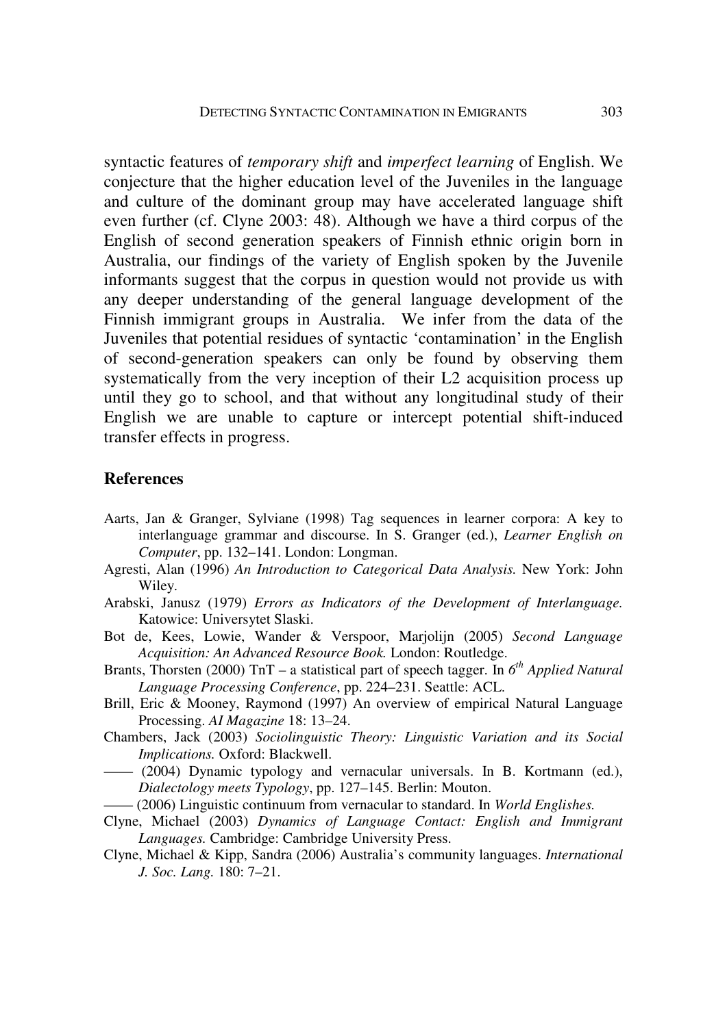syntactic features of *temporary shift* and *imperfect learning* of English. We conjecture that the higher education level of the Juveniles in the language and culture of the dominant group may have accelerated language shift even further (cf. Clyne 2003: 48). Although we have a third corpus of the English of second generation speakers of Finnish ethnic origin born in Australia, our findings of the variety of English spoken by the Juvenile informants suggest that the corpus in question would not provide us with any deeper understanding of the general language development of the Finnish immigrant groups in Australia. We infer from the data of the Juveniles that potential residues of syntactic 'contamination' in the English of second-generation speakers can only be found by observing them systematically from the very inception of their L2 acquisition process up until they go to school, and that without any longitudinal study of their English we are unable to capture or intercept potential shift-induced transfer effects in progress.

## References

Aarts, Jan & Granger, Sylviane (1998) Tag sequences in learner corpora: A key to interlanguage grammar and discourse. In S. Granger (ed.), *Learner English on Computer*, pp. 132–141. London: Longman.

Agresti, Alan (1996) *An Introduction to Categorical Data Analysis.* New York: John Wiley.

Arabski, Janusz (1979) *Errors as Indicators of the Development of Interlanguage.* Katowice: Universytet Slaski.

Bot de, Kees, Lowie, Wander & Verspoor, Marjolijn (2005) *Second Language Acquisition: An Advanced Resource Book.* London: Routledge.

Brants, Thorsten (2000) TnT – a statistical part of speech tagger. In *6th Applied Natural Language Processing Conference*, pp. 224–231. Seattle: ACL.

Brill, Eric & Mooney, Raymond (1997) An overview of empirical Natural Language Processing. *AI Magazine* 18: 13–24.

Chambers, Jack (2003) *Sociolinguistic Theory: Linguistic Variation and its Social Implications.* Oxford: Blackwell.

—— (2004) Dynamic typology and vernacular universals. In B. Kortmann (ed.), *Dialectology meets Typology*, pp. 127–145. Berlin: Mouton.

—— (2006) Linguistic continuum from vernacular to standard. In *World Englishes.*

Clyne, Michael (2003) *Dynamics of Language Contact: English and Immigrant Languages.* Cambridge: Cambridge University Press.

Clyne, Michael & Kipp, Sandra (2006) Australia's community languages. *International J. Soc. Lang.* 180: 7–21.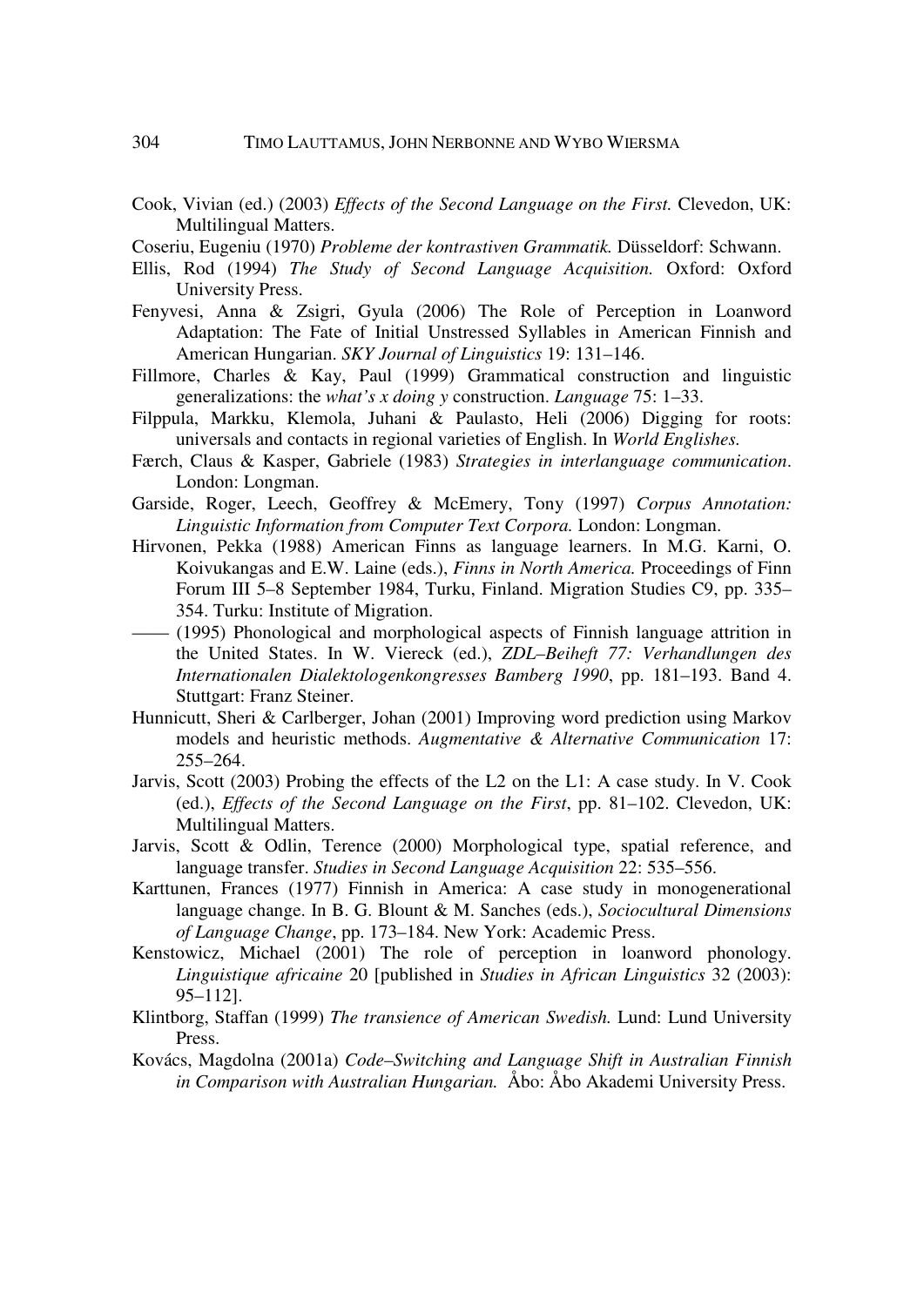Cook, Vivian (ed.) (2003) *Effects of the Second Language on the First.* Clevedon, UK: Multilingual Matters.

Coseriu, Eugeniu (1970) *Probleme der kontrastiven Grammatik.* Düsseldorf: Schwann.

Ellis, Rod (1994) *The Study of Second Language Acquisition.* Oxford: Oxford University Press.

Fenyvesi, Anna & Zsigri, Gyula (2006) The Role of Perception in Loanword Adaptation: The Fate of Initial Unstressed Syllables in American Finnish and American Hungarian. *SKY Journal of Linguistics* 19: 131–146.

Fillmore, Charles & Kay, Paul (1999) Grammatical construction and linguistic generalizations: the *what's x doing y* construction. *Language* 75: 1–33.

Filppula, Markku, Klemola, Juhani & Paulasto, Heli (2006) Digging for roots: universals and contacts in regional varieties of English. In *World Englishes.*

Færch, Claus & Kasper, Gabriele (1983) *Strategies in interlanguage communication*. London: Longman.

Garside, Roger, Leech, Geoffrey & McEmery, Tony (1997) *Corpus Annotation: Linguistic Information from Computer Text Corpora.* London: Longman.

Hirvonen, Pekka (1988) American Finns as language learners. In M.G. Karni, O. Koivukangas and E.W. Laine (eds.), *Finns in North America.* Proceedings of Finn Forum III 5–8 September 1984, Turku, Finland. Migration Studies C9, pp. 335–354. Turku: Institute of Migration.

—— (1995) Phonological and morphological aspects of Finnish language attrition in the United States. In W. Viereck (ed.), *ZDL–Beiheft 77: Verhandlungen des Internationalen Dialektologenkongresses Bamberg 1990*, pp. 181–193. Band 4. Stuttgart: Franz Steiner.

Hunnicutt, Sheri & Carlberger, Johan (2001) Improving word prediction using Markov models and heuristic methods. *Augmentative & Alternative Communication* 17: 255–264.

Jarvis, Scott (2003) Probing the effects of the L2 on the L1: A case study. In V. Cook (ed.), *Effects of the Second Language on the First*, pp. 81–102. Clevedon, UK: Multilingual Matters.

Jarvis, Scott & Odlin, Terence (2000) Morphological type, spatial reference, and language transfer. *Studies in Second Language Acquisition* 22: 535–556.

Karttunen, Frances (1977) Finnish in America: A case study in monogenerational language change. In B. G. Blount & M. Sanches (eds.), *Sociocultural Dimensions of Language Change*, pp. 173–184. New York: Academic Press.

Kenstowicz, Michael (2001) The role of perception in loanword phonology. *Linguistique africaine* 20 [published in *Studies in African Linguistics* 32 (2003): 95–112].

Klintborg, Staffan (1999) *The transience of American Swedish.* Lund: Lund University Press.

Kovács, Magdolna (2001a) *Code–Switching and Language Shift in Australian Finnish in Comparison with Australian Hungarian.* Åbo: Åbo Akademi University Press.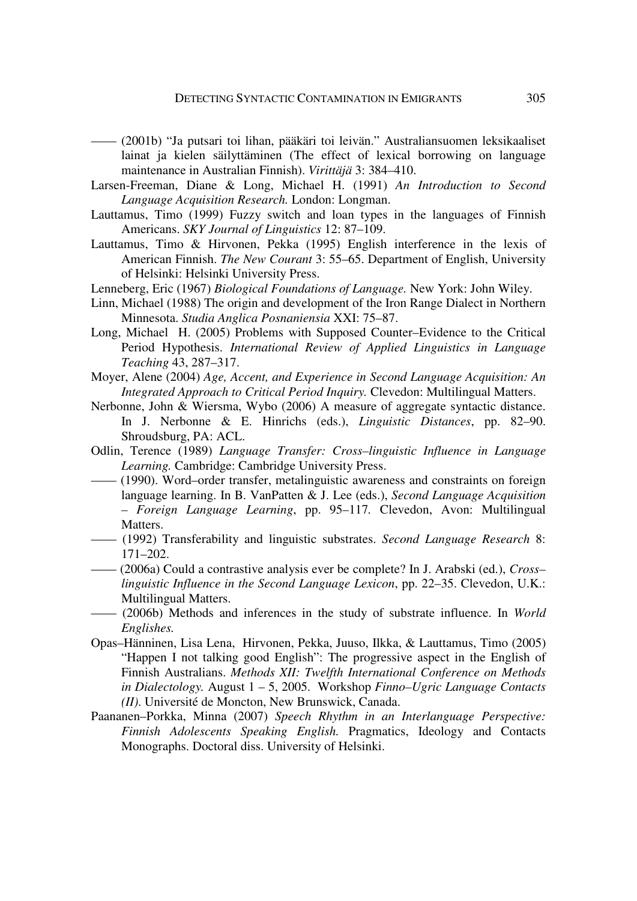—— (2001b) "Ja putsari toi lihan, pääkäri toi leivän." Australiansuomen leksikaaliset lainat ja kielen säilyttäminen (The effect of lexical borrowing on language maintenance in Australian Finnish). *Virittäjä* 3: 384–410.

Larsen-Freeman, Diane & Long, Michael H. (1991) *An Introduction to Second Language Acquisition Research.* London: Longman.

Lauttamus, Timo (1999) Fuzzy switch and loan types in the languages of Finnish Americans. *SKY Journal of Linguistics* 12: 87–109.

Lauttamus, Timo & Hirvonen, Pekka (1995) English interference in the lexis of American Finnish. *The New Courant* 3: 55–65. Department of English, University of Helsinki: Helsinki University Press.

Lenneberg, Eric (1967) *Biological Foundations of Language.* New York: John Wiley.

Linn, Michael (1988) The origin and development of the Iron Range Dialect in Northern Minnesota. *Studia Anglica Posnaniensia* XXI: 75–87.

Long, Michael H. (2005) Problems with Supposed Counter–Evidence to the Critical Period Hypothesis. *International Review of Applied Linguistics in Language Teaching* 43, 287–317.

Moyer, Alene (2004) *Age, Accent, and Experience in Second Language Acquisition: An Integrated Approach to Critical Period Inquiry.* Clevedon: Multilingual Matters.

Nerbonne, John & Wiersma, Wybo (2006) A measure of aggregate syntactic distance. In J. Nerbonne & E. Hinrichs (eds.), *Linguistic Distances*, pp. 82–90. Shroudsburg, PA: ACL.

Odlin, Terence (1989) *Language Transfer: Cross–linguistic Influence in Language Learning.* Cambridge: Cambridge University Press.

—— (1990). Word–order transfer, metalinguistic awareness and constraints on foreign language learning. In B. VanPatten & J. Lee (eds.), *Second Language Acquisition – Foreign Language Learning*, pp. 95–117. Clevedon, Avon: Multilingual Matters.

—— (1992) Transferability and linguistic substrates. *Second Language Research* 8: 171–202.

—— (2006a) Could a contrastive analysis ever be complete? In J. Arabski (ed.), *Cross–linguistic Influence in the Second Language Lexicon*, pp. 22–35. Clevedon, U.K.: Multilingual Matters.

—— (2006b) Methods and inferences in the study of substrate influence. In *World Englishes.*

Opas–Hänninen, Lisa Lena, Hirvonen, Pekka, Juuso, Ilkka, & Lauttamus, Timo (2005) "Happen I not talking good English": The progressive aspect in the English of Finnish Australians. *Methods XII: Twelfth International Conference on Methods in Dialectology.* August 1 – 5, 2005. Workshop *Finno–Ugric Language Contacts (II)*. Université de Moncton, New Brunswick, Canada.

Paananen–Porkka, Minna (2007) *Speech Rhythm in an Interlanguage Perspective: Finnish Adolescents Speaking English.* Pragmatics, Ideology and Contacts Monographs. Doctoral diss. University of Helsinki.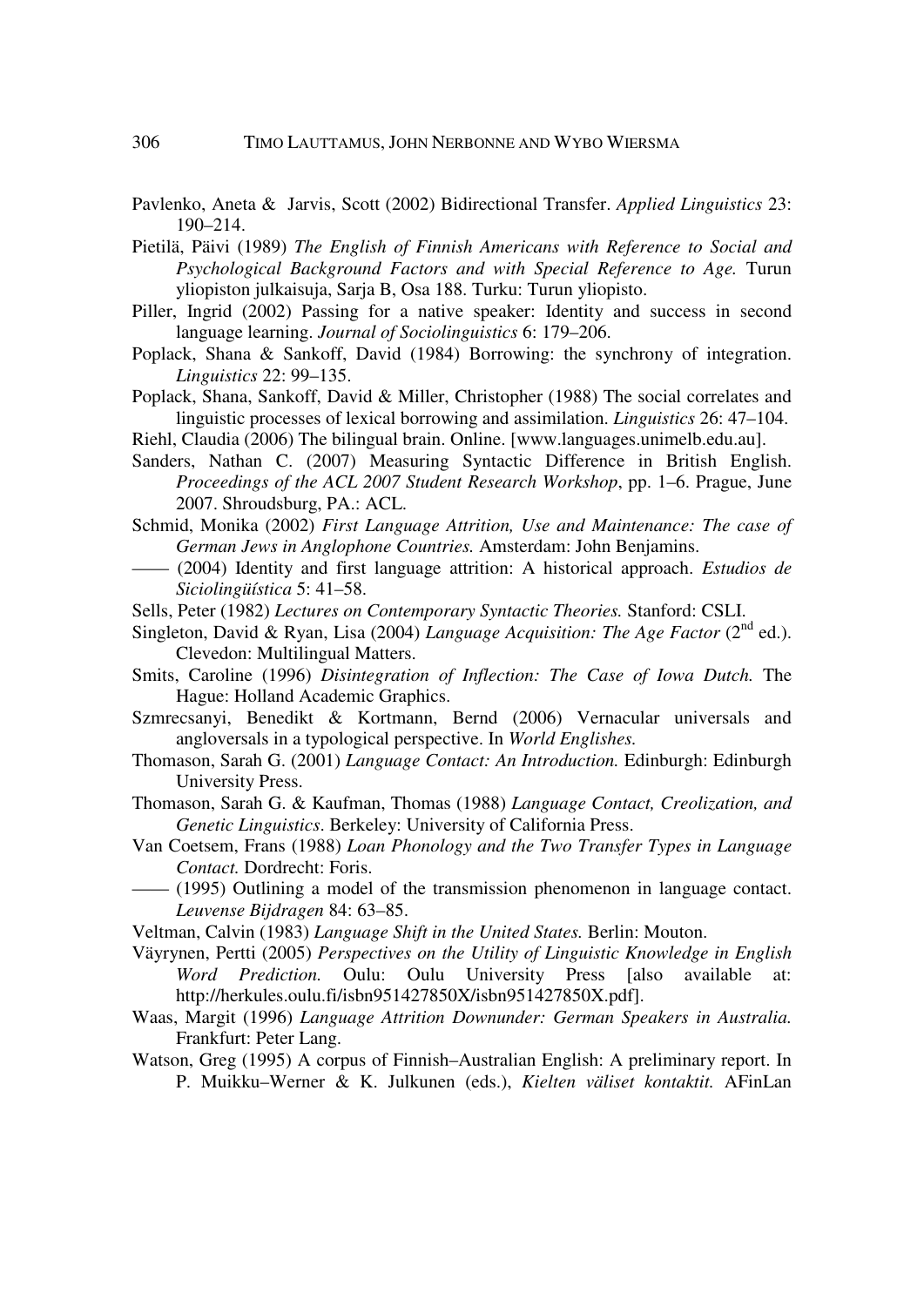Pavlenko, Aneta & Jarvis, Scott (2002) Bidirectional Transfer. *Applied Linguistics* 23: 190–214.

Pietilä, Päivi (1989) *The English of Finnish Americans with Reference to Social and Psychological Background Factors and with Special Reference to Age.* Turun yliopiston julkaisuja, Sarja B, Osa 188. Turku: Turun yliopisto.

Piller, Ingrid (2002) Passing for a native speaker: Identity and success in second language learning. *Journal of Sociolinguistics* 6: 179–206.

Poplack, Shana & Sankoff, David (1984) Borrowing: the synchrony of integration. *Linguistics* 22: 99–135.

Poplack, Shana, Sankoff, David & Miller, Christopher (1988) The social correlates and linguistic processes of lexical borrowing and assimilation. *Linguistics* 26: 47–104.

Riehl, Claudia (2006) The bilingual brain. Online. [www.languages.unimelb.edu.au].

Sanders, Nathan C. (2007) Measuring Syntactic Difference in British English. *Proceedings of the ACL 2007 Student Research Workshop*, pp. 1–6. Prague, June 2007. Shroudsburg, PA.: ACL.

Schmid, Monika (2002) *First Language Attrition, Use and Maintenance: The case of German Jews in Anglophone Countries.* Amsterdam: John Benjamins.

—— (2004) Identity and first language attrition: A historical approach. *Estudios de Siciolingüística* 5: 41–58.

Sells, Peter (1982) *Lectures on Contemporary Syntactic Theories.* Stanford: CSLI.

Singleton, David & Ryan, Lisa (2004) *Language Acquisition: The Age Factor* (2nd ed.). Clevedon: Multilingual Matters.

Smits, Caroline (1996) *Disintegration of Inflection: The Case of Iowa Dutch.* The Hague: Holland Academic Graphics.

Szmrecsanyi, Benedikt & Kortmann, Bernd (2006) Vernacular universals and angloversals in a typological perspective. In *World Englishes.*

Thomason, Sarah G. (2001) *Language Contact: An Introduction.* Edinburgh: Edinburgh University Press.

Thomason, Sarah G. & Kaufman, Thomas (1988) *Language Contact, Creolization, and Genetic Linguistics*. Berkeley: University of California Press.

Van Coetsem, Frans (1988) *Loan Phonology and the Two Transfer Types in Language Contact.* Dordrecht: Foris.

—— (1995) Outlining a model of the transmission phenomenon in language contact. *Leuvense Bijdragen* 84: 63–85.

Veltman, Calvin (1983) *Language Shift in the United States.* Berlin: Mouton.

Väyrynen, Pertti (2005) *Perspectives on the Utility of Linguistic Knowledge in English Word Prediction.* Oulu: Oulu University Press [also available at: http://herkules.oulu.fi/isbn951427850X/isbn951427850X.pdf].

Waas, Margit (1996) *Language Attrition Downunder: German Speakers in Australia.* Frankfurt: Peter Lang.

Watson, Greg (1995) A corpus of Finnish–Australian English: A preliminary report. In P. Muikku–Werner & K. Julkunen (eds.), *Kielten väliset kontaktit.* AFinLan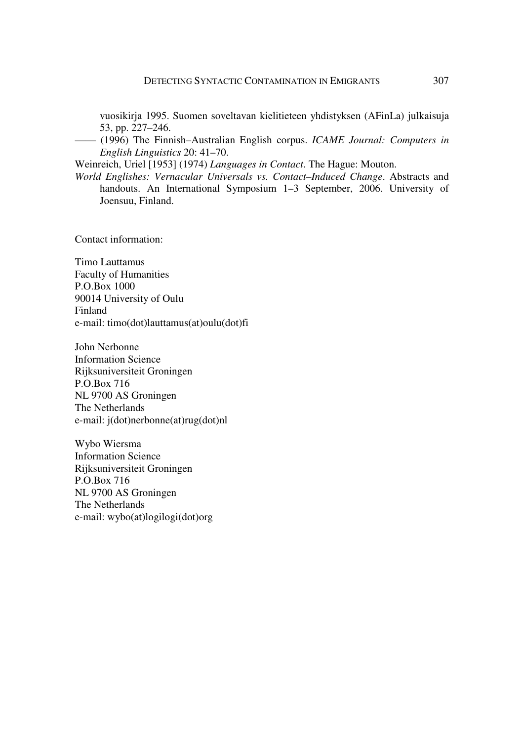vuosikirja 1995. Suomen soveltavan kielitieteen yhdistyksen (AFinLa) julkaisuja 53, pp. 227–246.

—— (1996) The Finnish–Australian English corpus. *ICAME Journal: Computers in English Linguistics* 20: 41–70.

Weinreich, Uriel [1953] (1974) *Languages in Contact*. The Hague: Mouton.

*World Englishes: Vernacular Universals vs. Contact–Induced Change*. Abstracts and handouts. An International Symposium 1–3 September, 2006. University of Joensuu, Finland.

Contact information:

Timo Lauttamus
Faculty of Humanities
P.O.Box 1000
90014 University of Oulu
Finland
e-mail: timo(dot)lauttamus(at)oulu(dot)fi

John Nerbonne
Information Science
Rijksuniversiteit Groningen
P.O.Box 716
NL 9700 AS Groningen
The Netherlands
e-mail: j(dot)nerbonne(at)rug(dot)nl

Wybo Wiersma
Information Science
Rijksuniversiteit Groningen
P.O.Box 716
NL 9700 AS Groningen
The Netherlands
e-mail: wybo(at)logilogi(dot)org